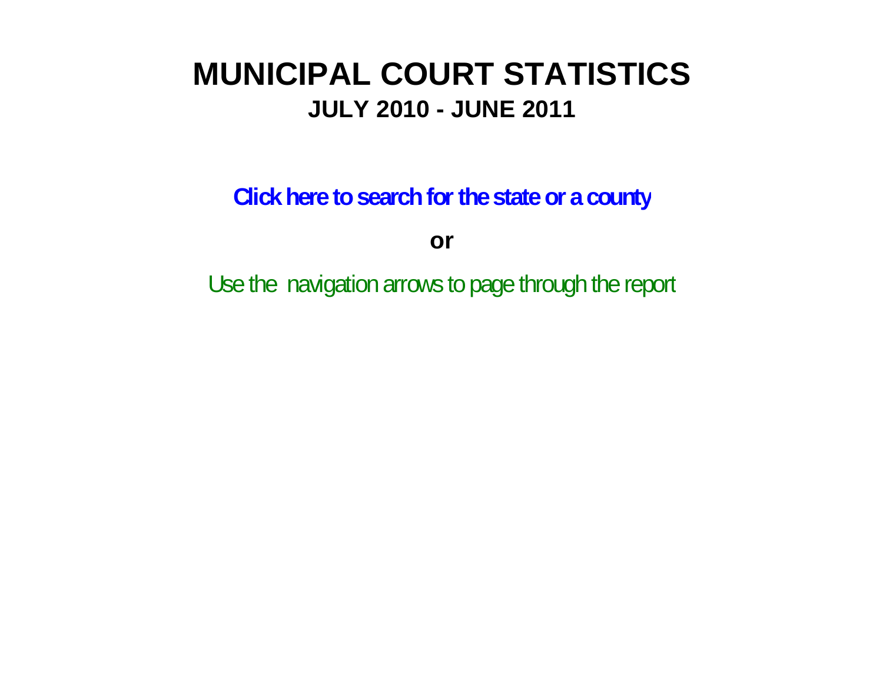# MUNICIPAL COURT STATISTICS

## JULY 2010 - JUNE 2011

**Click here to search for the state or a county**

**or**

Use the navigation arrows to page through the report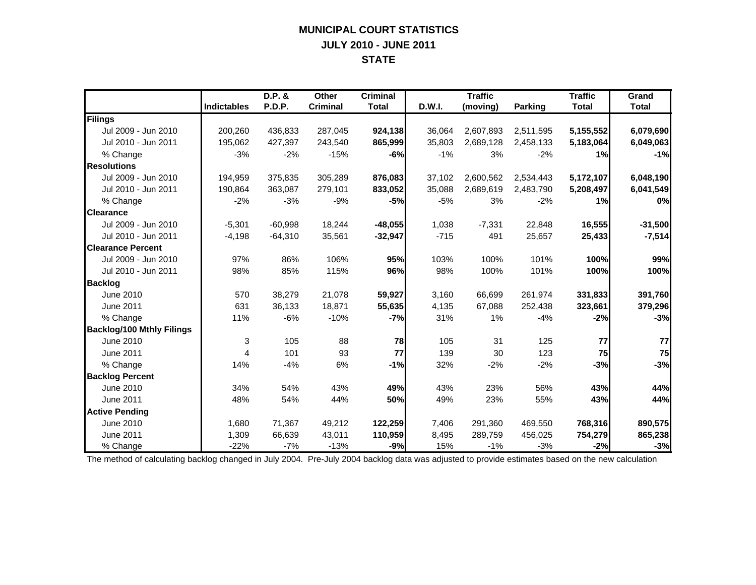# MUNICIPAL COURT STATISTICS
## JULY 2010 - JUNE 2011
## STATE

| | Indictables | D.P. & P.D.P. | Other Criminal | Criminal Total | D.W.I. | Traffic (moving) | Parking | Traffic Total | Grand Total |
|---|---|---|---|---|---|---|---|---|---|
| **Filings** | | | | | | | | | |
| Jul 2009 - Jun 2010 | 200,260 | 436,833 | 287,045 | **924,138** | 36,064 | 2,607,893 | 2,511,595 | **5,155,552** | **6,079,690** |
| Jul 2010 - Jun 2011 | 195,062 | 427,397 | 243,540 | **865,999** | 35,803 | 2,689,128 | 2,458,133 | **5,183,064** | **6,049,063** |
| % Change | -3% | -2% | -15% | **-6%** | -1% | 3% | -2% | **1%** | **-1%** |
| **Resolutions** | | | | | | | | | |
| Jul 2009 - Jun 2010 | 194,959 | 375,835 | 305,289 | **876,083** | 37,102 | 2,600,562 | 2,534,443 | **5,172,107** | **6,048,190** |
| Jul 2010 - Jun 2011 | 190,864 | 363,087 | 279,101 | **833,052** | 35,088 | 2,689,619 | 2,483,790 | **5,208,497** | **6,041,549** |
| % Change | -2% | -3% | -9% | **-5%** | -5% | 3% | -2% | **1%** | **0%** |
| **Clearance** | | | | | | | | | |
| Jul 2009 - Jun 2010 | -5,301 | -60,998 | 18,244 | **-48,055** | 1,038 | -7,331 | 22,848 | **16,555** | **-31,500** |
| Jul 2010 - Jun 2011 | -4,198 | -64,310 | 35,561 | **-32,947** | -715 | 491 | 25,657 | **25,433** | **-7,514** |
| **Clearance Percent** | | | | | | | | | |
| Jul 2009 - Jun 2010 | 97% | 86% | 106% | **95%** | 103% | 100% | 101% | **100%** | **99%** |
| Jul 2010 - Jun 2011 | 98% | 85% | 115% | **96%** | 98% | 100% | 101% | **100%** | **100%** |
| **Backlog** | | | | | | | | | |
| June 2010 | 570 | 38,279 | 21,078 | **59,927** | 3,160 | 66,699 | 261,974 | **331,833** | **391,760** |
| June 2011 | 631 | 36,133 | 18,871 | **55,635** | 4,135 | 67,088 | 252,438 | **323,661** | **379,296** |
| % Change | 11% | -6% | -10% | **-7%** | 31% | 1% | -4% | **-2%** | **-3%** |
| **Backlog/100 Mthly Filings** | | | | | | | | | |
| June 2010 | 3 | 105 | 88 | **78** | 105 | 31 | 125 | **77** | **77** |
| June 2011 | 4 | 101 | 93 | **77** | 139 | 30 | 123 | **75** | **75** |
| % Change | 14% | -4% | 6% | **-1%** | 32% | -2% | -2% | **-3%** | **-3%** |
| **Backlog Percent** | | | | | | | | | |
| June 2010 | 34% | 54% | 43% | **49%** | 43% | 23% | 56% | **43%** | **44%** |
| June 2011 | 48% | 54% | 44% | **50%** | 49% | 23% | 55% | **43%** | **44%** |
| **Active Pending** | | | | | | | | | |
| June 2010 | 1,680 | 71,367 | 49,212 | **122,259** | 7,406 | 291,360 | 469,550 | **768,316** | **890,575** |
| June 2011 | 1,309 | 66,639 | 43,011 | **110,959** | 8,495 | 289,759 | 456,025 | **754,279** | **865,238** |
| % Change | -22% | -7% | -13% | **-9%** | 15% | -1% | -3% | **-2%** | **-3%** |

The method of calculating backlog changed in July 2004. Pre-July 2004 backlog data was adjusted to provide estimates based on the new calculation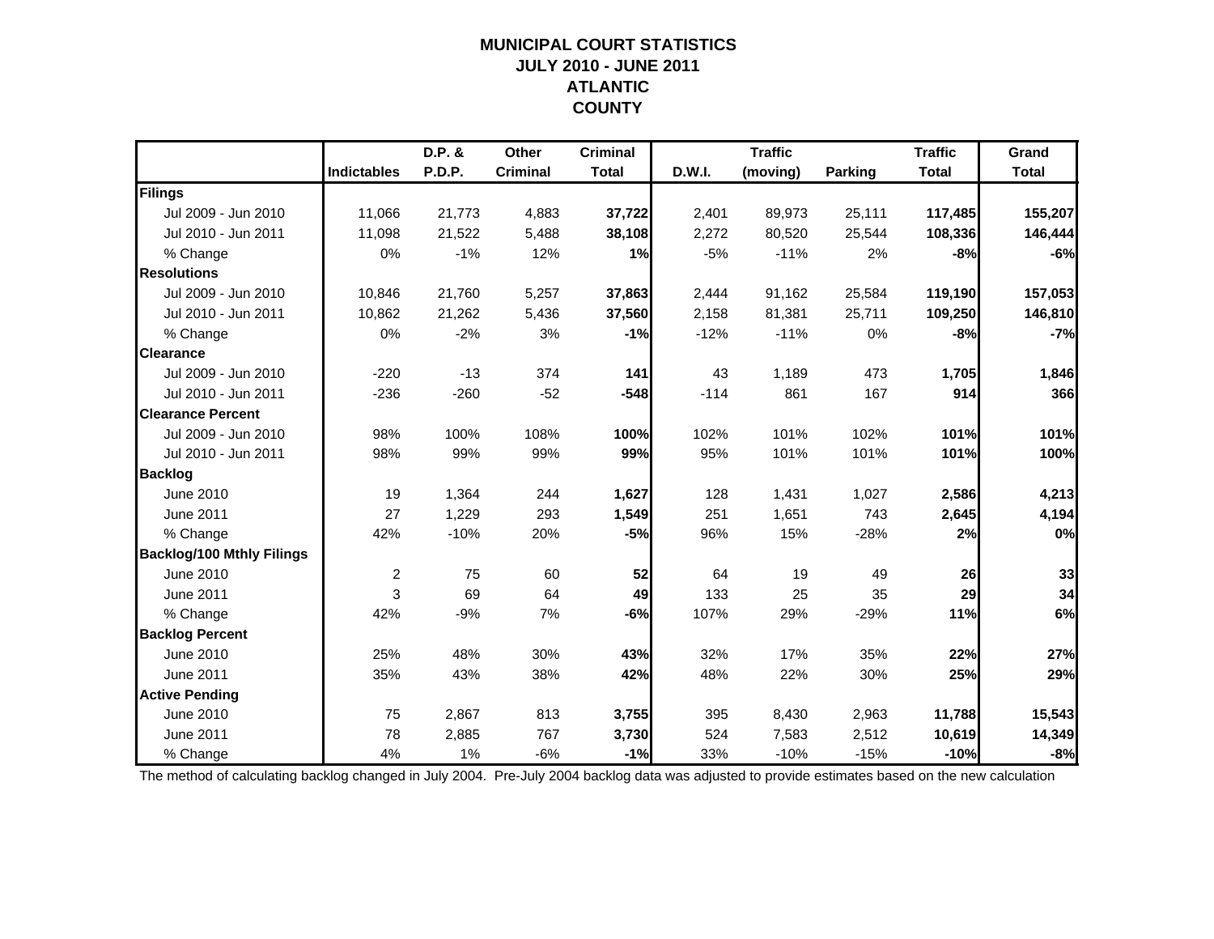# MUNICIPAL COURT STATISTICS
## JULY 2010 - JUNE 2011
## ATLANTIC COUNTY

| | Indictables | D.P. & P.D.P. | Other Criminal | Criminal Total | D.W.I. | Traffic (moving) | Parking | Traffic Total | Grand Total |
|---|---|---|---|---|---|---|---|---|---|
| **Filings** | | | | | | | | | |
| Jul 2009 - Jun 2010 | 11,066 | 21,773 | 4,883 | **37,722** | 2,401 | 89,973 | 25,111 | **117,485** | **155,207** |
| Jul 2010 - Jun 2011 | 11,098 | 21,522 | 5,488 | **38,108** | 2,272 | 80,520 | 25,544 | **108,336** | **146,444** |
| % Change | 0% | -1% | 12% | **1%** | -5% | -11% | 2% | **-8%** | **-6%** |
| **Resolutions** | | | | | | | | | |
| Jul 2009 - Jun 2010 | 10,846 | 21,760 | 5,257 | **37,863** | 2,444 | 91,162 | 25,584 | **119,190** | **157,053** |
| Jul 2010 - Jun 2011 | 10,862 | 21,262 | 5,436 | **37,560** | 2,158 | 81,381 | 25,711 | **109,250** | **146,810** |
| % Change | 0% | -2% | 3% | **-1%** | -12% | -11% | 0% | **-8%** | **-7%** |
| **Clearance** | | | | | | | | | |
| Jul 2009 - Jun 2010 | -220 | -13 | 374 | **141** | 43 | 1,189 | 473 | **1,705** | **1,846** |
| Jul 2010 - Jun 2011 | -236 | -260 | -52 | **-548** | -114 | 861 | 167 | **914** | **366** |
| **Clearance Percent** | | | | | | | | | |
| Jul 2009 - Jun 2010 | 98% | 100% | 108% | **100%** | 102% | 101% | 102% | **101%** | **101%** |
| Jul 2010 - Jun 2011 | 98% | 99% | 99% | **99%** | 95% | 101% | 101% | **101%** | **100%** |
| **Backlog** | | | | | | | | | |
| June 2010 | 19 | 1,364 | 244 | **1,627** | 128 | 1,431 | 1,027 | **2,586** | **4,213** |
| June 2011 | 27 | 1,229 | 293 | **1,549** | 251 | 1,651 | 743 | **2,645** | **4,194** |
| % Change | 42% | -10% | 20% | **-5%** | 96% | 15% | -28% | **2%** | **0%** |
| **Backlog/100 Mthly Filings** | | | | | | | | | |
| June 2010 | 2 | 75 | 60 | **52** | 64 | 19 | 49 | **26** | **33** |
| June 2011 | 3 | 69 | 64 | **49** | 133 | 25 | 35 | **29** | **34** |
| % Change | 42% | -9% | 7% | **-6%** | 107% | 29% | -29% | **11%** | **6%** |
| **Backlog Percent** | | | | | | | | | |
| June 2010 | 25% | 48% | 30% | **43%** | 32% | 17% | 35% | **22%** | **27%** |
| June 2011 | 35% | 43% | 38% | **42%** | 48% | 22% | 30% | **25%** | **29%** |
| **Active Pending** | | | | | | | | | |
| June 2010 | 75 | 2,867 | 813 | **3,755** | 395 | 8,430 | 2,963 | **11,788** | **15,543** |
| June 2011 | 78 | 2,885 | 767 | **3,730** | 524 | 7,583 | 2,512 | **10,619** | **14,349** |
| % Change | 4% | 1% | -6% | **-1%** | 33% | -10% | -15% | **-10%** | **-8%** |

The method of calculating backlog changed in July 2004. Pre-July 2004 backlog data was adjusted to provide estimates based on the new calculation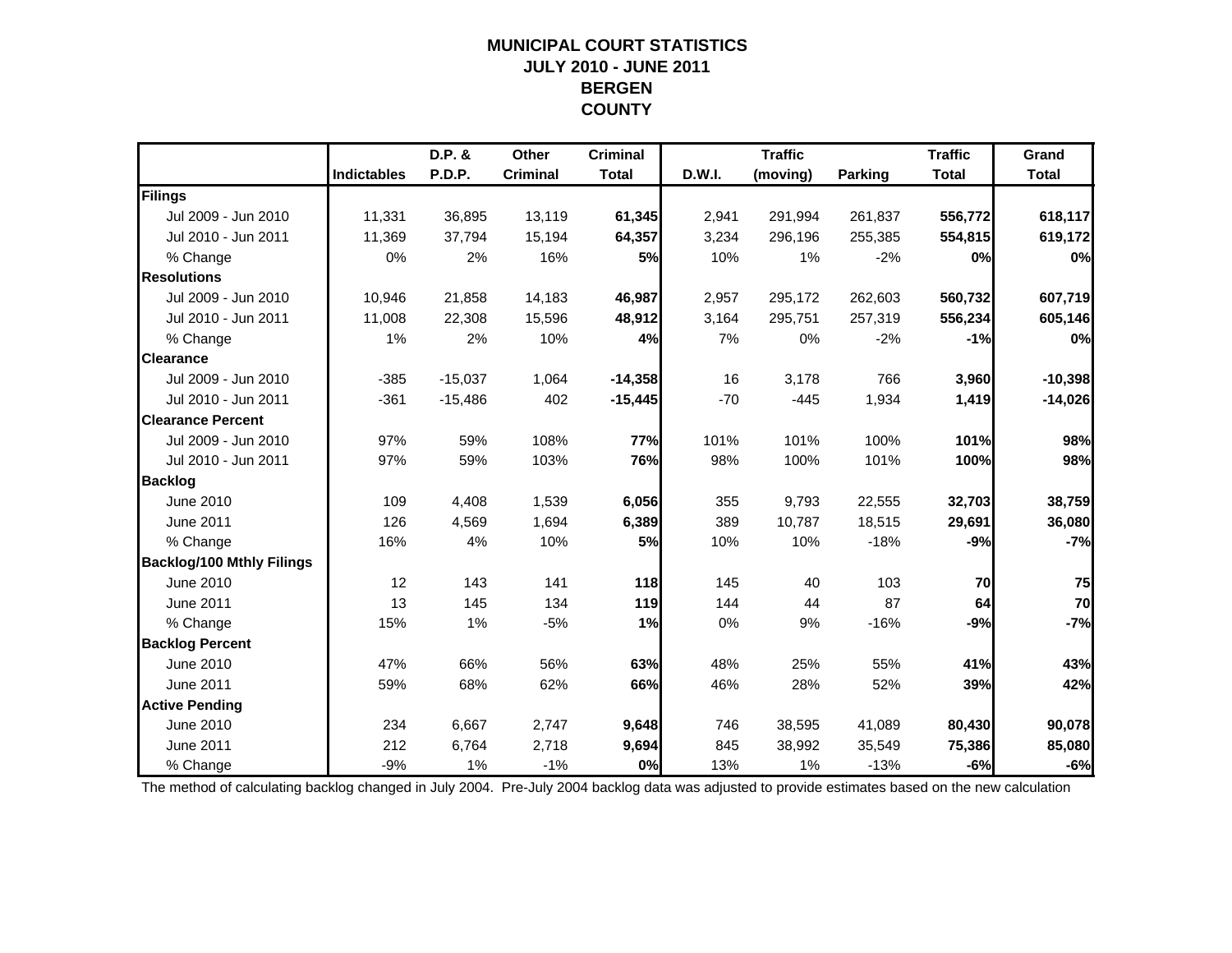# MUNICIPAL COURT STATISTICS
## JULY 2010 - JUNE 2011
## BERGEN COUNTY

| | Indictables | D.P. & P.D.P. | Other Criminal | Criminal Total | D.W.I. | Traffic (moving) | Parking | Traffic Total | Grand Total |
|---|---|---|---|---|---|---|---|---|---|
| **Filings** | | | | | | | | | |
| Jul 2009 - Jun 2010 | 11,331 | 36,895 | 13,119 | **61,345** | 2,941 | 291,994 | 261,837 | **556,772** | **618,117** |
| Jul 2010 - Jun 2011 | 11,369 | 37,794 | 15,194 | **64,357** | 3,234 | 296,196 | 255,385 | **554,815** | **619,172** |
| % Change | 0% | 2% | 16% | **5%** | 10% | 1% | -2% | **0%** | **0%** |
| **Resolutions** | | | | | | | | | |
| Jul 2009 - Jun 2010 | 10,946 | 21,858 | 14,183 | **46,987** | 2,957 | 295,172 | 262,603 | **560,732** | **607,719** |
| Jul 2010 - Jun 2011 | 11,008 | 22,308 | 15,596 | **48,912** | 3,164 | 295,751 | 257,319 | **556,234** | **605,146** |
| % Change | 1% | 2% | 10% | **4%** | 7% | 0% | -2% | **-1%** | **0%** |
| **Clearance** | | | | | | | | | |
| Jul 2009 - Jun 2010 | -385 | -15,037 | 1,064 | **-14,358** | 16 | 3,178 | 766 | **3,960** | **-10,398** |
| Jul 2010 - Jun 2011 | -361 | -15,486 | 402 | **-15,445** | -70 | -445 | 1,934 | **1,419** | **-14,026** |
| **Clearance Percent** | | | | | | | | | |
| Jul 2009 - Jun 2010 | 97% | 59% | 108% | **77%** | 101% | 101% | 100% | **101%** | **98%** |
| Jul 2010 - Jun 2011 | 97% | 59% | 103% | **76%** | 98% | 100% | 101% | **100%** | **98%** |
| **Backlog** | | | | | | | | | |
| June 2010 | 109 | 4,408 | 1,539 | **6,056** | 355 | 9,793 | 22,555 | **32,703** | **38,759** |
| June 2011 | 126 | 4,569 | 1,694 | **6,389** | 389 | 10,787 | 18,515 | **29,691** | **36,080** |
| % Change | 16% | 4% | 10% | **5%** | 10% | 10% | -18% | **-9%** | **-7%** |
| **Backlog/100 Mthly Filings** | | | | | | | | | |
| June 2010 | 12 | 143 | 141 | **118** | 145 | 40 | 103 | **70** | **75** |
| June 2011 | 13 | 145 | 134 | **119** | 144 | 44 | 87 | **64** | **70** |
| % Change | 15% | 1% | -5% | **1%** | 0% | 9% | -16% | **-9%** | **-7%** |
| **Backlog Percent** | | | | | | | | | |
| June 2010 | 47% | 66% | 56% | **63%** | 48% | 25% | 55% | **41%** | **43%** |
| June 2011 | 59% | 68% | 62% | **66%** | 46% | 28% | 52% | **39%** | **42%** |
| **Active Pending** | | | | | | | | | |
| June 2010 | 234 | 6,667 | 2,747 | **9,648** | 746 | 38,595 | 41,089 | **80,430** | **90,078** |
| June 2011 | 212 | 6,764 | 2,718 | **9,694** | 845 | 38,992 | 35,549 | **75,386** | **85,080** |
| % Change | -9% | 1% | -1% | **0%** | 13% | 1% | -13% | **-6%** | **-6%** |

The method of calculating backlog changed in July 2004. Pre-July 2004 backlog data was adjusted to provide estimates based on the new calculation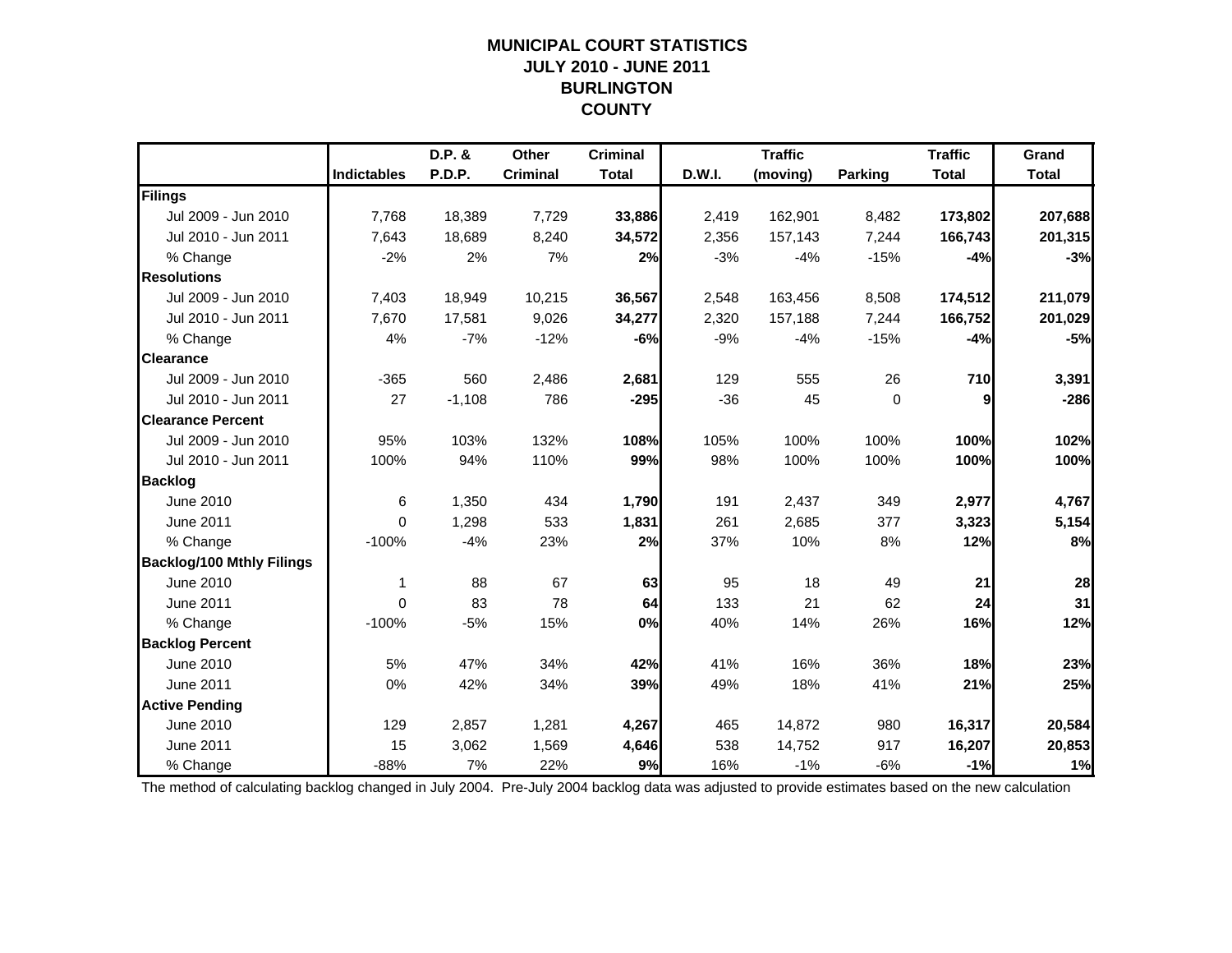# MUNICIPAL COURT STATISTICS
## JULY 2010 - JUNE 2011
## BURLINGTON
## COUNTY

| | Indictables | D.P. & P.D.P. | Other Criminal | Criminal Total | D.W.I. | Traffic (moving) | Parking | Traffic Total | Grand Total |
|---|---|---|---|---|---|---|---|---|---|
| **Filings** | | | | | | | | | |
| Jul 2009 - Jun 2010 | 7,768 | 18,389 | 7,729 | **33,886** | 2,419 | 162,901 | 8,482 | **173,802** | **207,688** |
| Jul 2010 - Jun 2011 | 7,643 | 18,689 | 8,240 | **34,572** | 2,356 | 157,143 | 7,244 | **166,743** | **201,315** |
| % Change | -2% | 2% | 7% | **2%** | -3% | -4% | -15% | **-4%** | **-3%** |
| **Resolutions** | | | | | | | | | |
| Jul 2009 - Jun 2010 | 7,403 | 18,949 | 10,215 | **36,567** | 2,548 | 163,456 | 8,508 | **174,512** | **211,079** |
| Jul 2010 - Jun 2011 | 7,670 | 17,581 | 9,026 | **34,277** | 2,320 | 157,188 | 7,244 | **166,752** | **201,029** |
| % Change | 4% | -7% | -12% | **-6%** | -9% | -4% | -15% | **-4%** | **-5%** |
| **Clearance** | | | | | | | | | |
| Jul 2009 - Jun 2010 | -365 | 560 | 2,486 | **2,681** | 129 | 555 | 26 | **710** | **3,391** |
| Jul 2010 - Jun 2011 | 27 | -1,108 | 786 | **-295** | -36 | 45 | 0 | **9** | **-286** |
| **Clearance Percent** | | | | | | | | | |
| Jul 2009 - Jun 2010 | 95% | 103% | 132% | **108%** | 105% | 100% | 100% | **100%** | **102%** |
| Jul 2010 - Jun 2011 | 100% | 94% | 110% | **99%** | 98% | 100% | 100% | **100%** | **100%** |
| **Backlog** | | | | | | | | | |
| June 2010 | 6 | 1,350 | 434 | **1,790** | 191 | 2,437 | 349 | **2,977** | **4,767** |
| June 2011 | 0 | 1,298 | 533 | **1,831** | 261 | 2,685 | 377 | **3,323** | **5,154** |
| % Change | -100% | -4% | 23% | **2%** | 37% | 10% | 8% | **12%** | **8%** |
| **Backlog/100 Mthly Filings** | | | | | | | | | |
| June 2010 | 1 | 88 | 67 | **63** | 95 | 18 | 49 | **21** | **28** |
| June 2011 | 0 | 83 | 78 | **64** | 133 | 21 | 62 | **24** | **31** |
| % Change | -100% | -5% | 15% | **0%** | 40% | 14% | 26% | **16%** | **12%** |
| **Backlog Percent** | | | | | | | | | |
| June 2010 | 5% | 47% | 34% | **42%** | 41% | 16% | 36% | **18%** | **23%** |
| June 2011 | 0% | 42% | 34% | **39%** | 49% | 18% | 41% | **21%** | **25%** |
| **Active Pending** | | | | | | | | | |
| June 2010 | 129 | 2,857 | 1,281 | **4,267** | 465 | 14,872 | 980 | **16,317** | **20,584** |
| June 2011 | 15 | 3,062 | 1,569 | **4,646** | 538 | 14,752 | 917 | **16,207** | **20,853** |
| % Change | -88% | 7% | 22% | **9%** | 16% | -1% | -6% | **-1%** | **1%** |

The method of calculating backlog changed in July 2004. Pre-July 2004 backlog data was adjusted to provide estimates based on the new calculation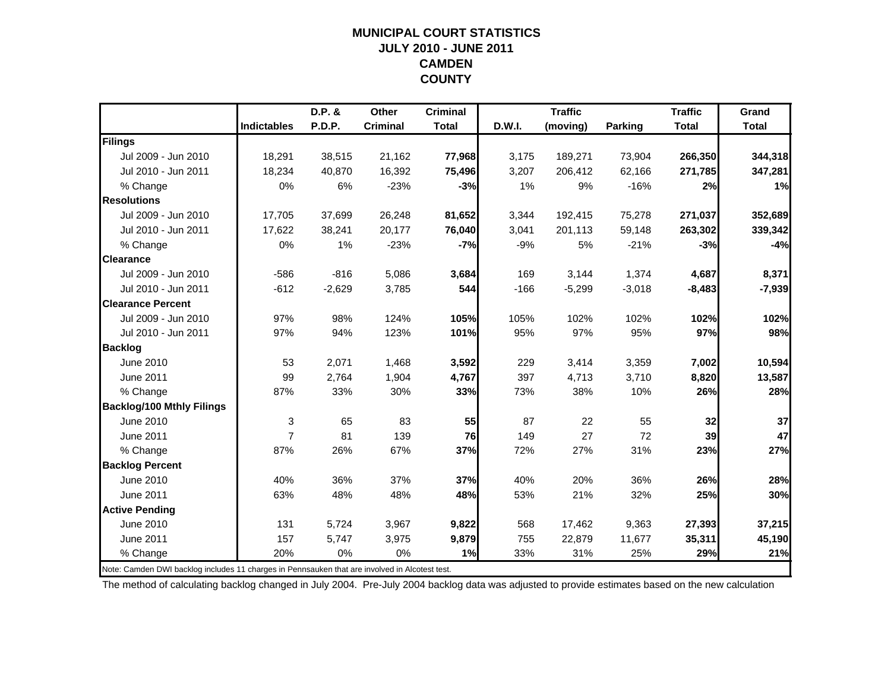# MUNICIPAL COURT STATISTICS
# JULY 2010 - JUNE 2011
# CAMDEN
# COUNTY

| | Indictables | D.P. & P.D.P. | Other Criminal | Criminal Total | D.W.I. | Traffic (moving) | Parking | Traffic Total | Grand Total |
|---|---|---|---|---|---|---|---|---|---|
| **Filings** | | | | | | | | | |
| Jul 2009 - Jun 2010 | 18,291 | 38,515 | 21,162 | **77,968** | 3,175 | 189,271 | 73,904 | **266,350** | **344,318** |
| Jul 2010 - Jun 2011 | 18,234 | 40,870 | 16,392 | **75,496** | 3,207 | 206,412 | 62,166 | **271,785** | **347,281** |
| % Change | 0% | 6% | -23% | **-3%** | 1% | 9% | -16% | **2%** | **1%** |
| **Resolutions** | | | | | | | | | |
| Jul 2009 - Jun 2010 | 17,705 | 37,699 | 26,248 | **81,652** | 3,344 | 192,415 | 75,278 | **271,037** | **352,689** |
| Jul 2010 - Jun 2011 | 17,622 | 38,241 | 20,177 | **76,040** | 3,041 | 201,113 | 59,148 | **263,302** | **339,342** |
| % Change | 0% | 1% | -23% | **-7%** | -9% | 5% | -21% | **-3%** | **-4%** |
| **Clearance** | | | | | | | | | |
| Jul 2009 - Jun 2010 | -586 | -816 | 5,086 | **3,684** | 169 | 3,144 | 1,374 | **4,687** | **8,371** |
| Jul 2010 - Jun 2011 | -612 | -2,629 | 3,785 | **544** | -166 | -5,299 | -3,018 | **-8,483** | **-7,939** |
| **Clearance Percent** | | | | | | | | | |
| Jul 2009 - Jun 2010 | 97% | 98% | 124% | **105%** | 105% | 102% | 102% | **102%** | **102%** |
| Jul 2010 - Jun 2011 | 97% | 94% | 123% | **101%** | 95% | 97% | 95% | **97%** | **98%** |
| **Backlog** | | | | | | | | | |
| June 2010 | 53 | 2,071 | 1,468 | **3,592** | 229 | 3,414 | 3,359 | **7,002** | **10,594** |
| June 2011 | 99 | 2,764 | 1,904 | **4,767** | 397 | 4,713 | 3,710 | **8,820** | **13,587** |
| % Change | 87% | 33% | 30% | **33%** | 73% | 38% | 10% | **26%** | **28%** |
| **Backlog/100 Mthly Filings** | | | | | | | | | |
| June 2010 | 3 | 65 | 83 | **55** | 87 | 22 | 55 | **32** | **37** |
| June 2011 | 7 | 81 | 139 | **76** | 149 | 27 | 72 | **39** | **47** |
| % Change | 87% | 26% | 67% | **37%** | 72% | 27% | 31% | **23%** | **27%** |
| **Backlog Percent** | | | | | | | | | |
| June 2010 | 40% | 36% | 37% | **37%** | 40% | 20% | 36% | **26%** | **28%** |
| June 2011 | 63% | 48% | 48% | **48%** | 53% | 21% | 32% | **25%** | **30%** |
| **Active Pending** | | | | | | | | | |
| June 2010 | 131 | 5,724 | 3,967 | **9,822** | 568 | 17,462 | 9,363 | **27,393** | **37,215** |
| June 2011 | 157 | 5,747 | 3,975 | **9,879** | 755 | 22,879 | 11,677 | **35,311** | **45,190** |
| % Change | 20% | 0% | 0% | **1%** | 33% | 31% | 25% | **29%** | **21%** |

Note: Camden DWI backlog includes 11 charges in Pennsauken that are involved in Alcotest test.

The method of calculating backlog changed in July 2004. Pre-July 2004 backlog data was adjusted to provide estimates based on the new calculation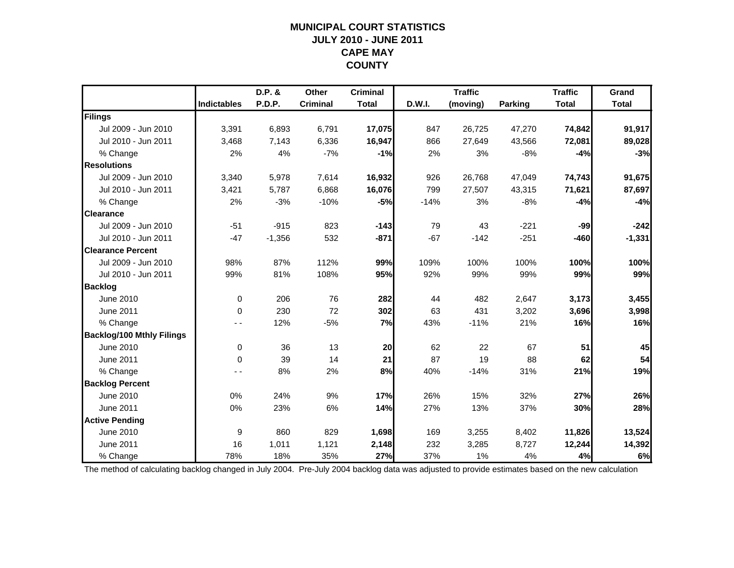# MUNICIPAL COURT STATISTICS
## JULY 2010 - JUNE 2011
## CAPE MAY
## COUNTY

| | Indictables | D.P. & P.D.P. | Other Criminal | Criminal Total | D.W.I. | Traffic (moving) | Parking | Traffic Total | Grand Total |
|---|---|---|---|---|---|---|---|---|---|
| **Filings** | | | | | | | | | |
| Jul 2009 - Jun 2010 | 3,391 | 6,893 | 6,791 | **17,075** | 847 | 26,725 | 47,270 | **74,842** | **91,917** |
| Jul 2010 - Jun 2011 | 3,468 | 7,143 | 6,336 | **16,947** | 866 | 27,649 | 43,566 | **72,081** | **89,028** |
| % Change | 2% | 4% | -7% | **-1%** | 2% | 3% | -8% | **-4%** | **-3%** |
| **Resolutions** | | | | | | | | | |
| Jul 2009 - Jun 2010 | 3,340 | 5,978 | 7,614 | **16,932** | 926 | 26,768 | 47,049 | **74,743** | **91,675** |
| Jul 2010 - Jun 2011 | 3,421 | 5,787 | 6,868 | **16,076** | 799 | 27,507 | 43,315 | **71,621** | **87,697** |
| % Change | 2% | -3% | -10% | **-5%** | -14% | 3% | -8% | **-4%** | **-4%** |
| **Clearance** | | | | | | | | | |
| Jul 2009 - Jun 2010 | -51 | -915 | 823 | **-143** | 79 | 43 | -221 | **-99** | **-242** |
| Jul 2010 - Jun 2011 | -47 | -1,356 | 532 | **-871** | -67 | -142 | -251 | **-460** | **-1,331** |
| **Clearance Percent** | | | | | | | | | |
| Jul 2009 - Jun 2010 | 98% | 87% | 112% | **99%** | 109% | 100% | 100% | **100%** | **100%** |
| Jul 2010 - Jun 2011 | 99% | 81% | 108% | **95%** | 92% | 99% | 99% | **99%** | **99%** |
| **Backlog** | | | | | | | | | |
| June 2010 | 0 | 206 | 76 | **282** | 44 | 482 | 2,647 | **3,173** | **3,455** |
| June 2011 | 0 | 230 | 72 | **302** | 63 | 431 | 3,202 | **3,696** | **3,998** |
| % Change | - - | 12% | -5% | **7%** | 43% | -11% | 21% | **16%** | **16%** |
| **Backlog/100 Mthly Filings** | | | | | | | | | |
| June 2010 | 0 | 36 | 13 | **20** | 62 | 22 | 67 | **51** | **45** |
| June 2011 | 0 | 39 | 14 | **21** | 87 | 19 | 88 | **62** | **54** |
| % Change | - - | 8% | 2% | **8%** | 40% | -14% | 31% | **21%** | **19%** |
| **Backlog Percent** | | | | | | | | | |
| June 2010 | 0% | 24% | 9% | **17%** | 26% | 15% | 32% | **27%** | **26%** |
| June 2011 | 0% | 23% | 6% | **14%** | 27% | 13% | 37% | **30%** | **28%** |
| **Active Pending** | | | | | | | | | |
| June 2010 | 9 | 860 | 829 | **1,698** | 169 | 3,255 | 8,402 | **11,826** | **13,524** |
| June 2011 | 16 | 1,011 | 1,121 | **2,148** | 232 | 3,285 | 8,727 | **12,244** | **14,392** |
| % Change | 78% | 18% | 35% | **27%** | 37% | 1% | 4% | **4%** | **6%** |

The method of calculating backlog changed in July 2004. Pre-July 2004 backlog data was adjusted to provide estimates based on the new calculation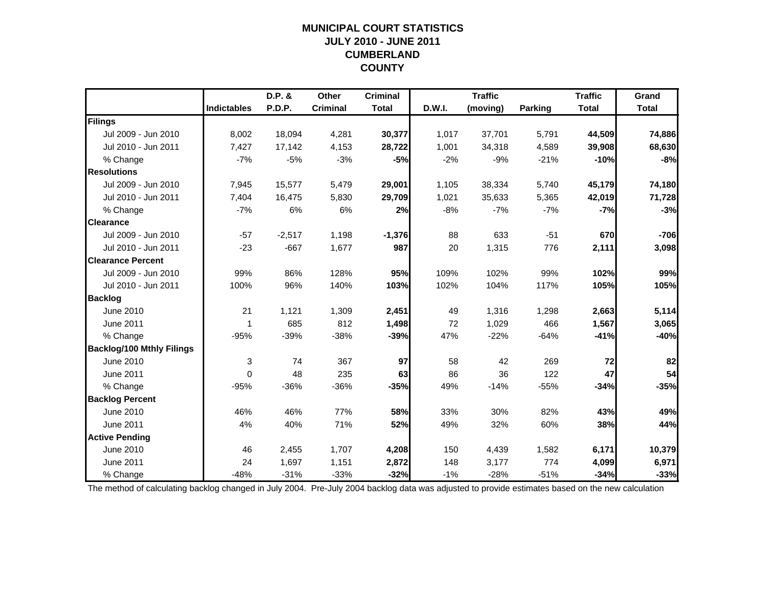# MUNICIPAL COURT STATISTICS
## JULY 2010 - JUNE 2011
## CUMBERLAND COUNTY

| | Indictables | D.P. & P.D.P. | Other Criminal | Criminal Total | D.W.I. | Traffic (moving) | Parking | Traffic Total | Grand Total |
|---|---|---|---|---|---|---|---|---|---|
| **Filings** | | | | | | | | | |
| Jul 2009 - Jun 2010 | 8,002 | 18,094 | 4,281 | **30,377** | 1,017 | 37,701 | 5,791 | **44,509** | **74,886** |
| Jul 2010 - Jun 2011 | 7,427 | 17,142 | 4,153 | **28,722** | 1,001 | 34,318 | 4,589 | **39,908** | **68,630** |
| % Change | -7% | -5% | -3% | **-5%** | -2% | -9% | -21% | **-10%** | **-8%** |
| **Resolutions** | | | | | | | | | |
| Jul 2009 - Jun 2010 | 7,945 | 15,577 | 5,479 | **29,001** | 1,105 | 38,334 | 5,740 | **45,179** | **74,180** |
| Jul 2010 - Jun 2011 | 7,404 | 16,475 | 5,830 | **29,709** | 1,021 | 35,633 | 5,365 | **42,019** | **71,728** |
| % Change | -7% | 6% | 6% | **2%** | -8% | -7% | -7% | **-7%** | **-3%** |
| **Clearance** | | | | | | | | | |
| Jul 2009 - Jun 2010 | -57 | -2,517 | 1,198 | **-1,376** | 88 | 633 | -51 | **670** | **-706** |
| Jul 2010 - Jun 2011 | -23 | -667 | 1,677 | **987** | 20 | 1,315 | 776 | **2,111** | **3,098** |
| **Clearance Percent** | | | | | | | | | |
| Jul 2009 - Jun 2010 | 99% | 86% | 128% | **95%** | 109% | 102% | 99% | **102%** | **99%** |
| Jul 2010 - Jun 2011 | 100% | 96% | 140% | **103%** | 102% | 104% | 117% | **105%** | **105%** |
| **Backlog** | | | | | | | | | |
| June 2010 | 21 | 1,121 | 1,309 | **2,451** | 49 | 1,316 | 1,298 | **2,663** | **5,114** |
| June 2011 | 1 | 685 | 812 | **1,498** | 72 | 1,029 | 466 | **1,567** | **3,065** |
| % Change | -95% | -39% | -38% | **-39%** | 47% | -22% | -64% | **-41%** | **-40%** |
| **Backlog/100 Mthly Filings** | | | | | | | | | |
| June 2010 | 3 | 74 | 367 | **97** | 58 | 42 | 269 | **72** | **82** |
| June 2011 | 0 | 48 | 235 | **63** | 86 | 36 | 122 | **47** | **54** |
| % Change | -95% | -36% | -36% | **-35%** | 49% | -14% | -55% | **-34%** | **-35%** |
| **Backlog Percent** | | | | | | | | | |
| June 2010 | 46% | 46% | 77% | **58%** | 33% | 30% | 82% | **43%** | **49%** |
| June 2011 | 4% | 40% | 71% | **52%** | 49% | 32% | 60% | **38%** | **44%** |
| **Active Pending** | | | | | | | | | |
| June 2010 | 46 | 2,455 | 1,707 | **4,208** | 150 | 4,439 | 1,582 | **6,171** | **10,379** |
| June 2011 | 24 | 1,697 | 1,151 | **2,872** | 148 | 3,177 | 774 | **4,099** | **6,971** |
| % Change | -48% | -31% | -33% | **-32%** | -1% | -28% | -51% | **-34%** | **-33%** |

The method of calculating backlog changed in July 2004. Pre-July 2004 backlog data was adjusted to provide estimates based on the new calculation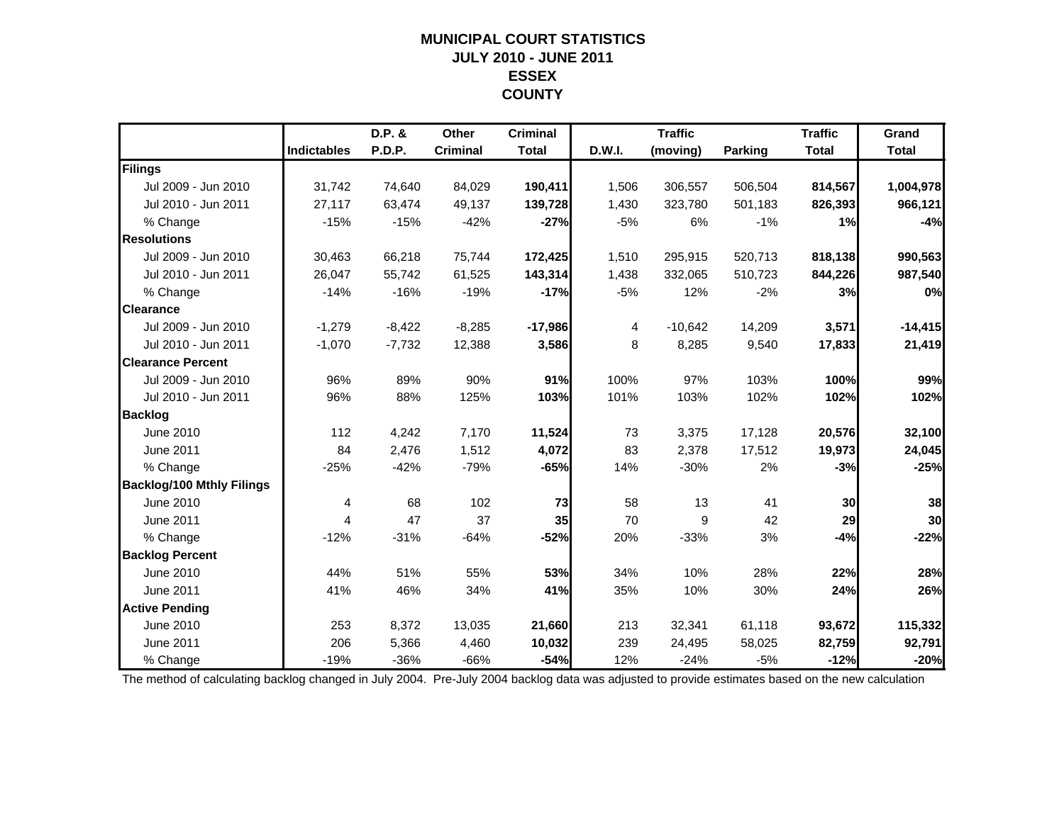# MUNICIPAL COURT STATISTICS
## JULY 2010 - JUNE 2011
## ESSEX
## COUNTY

| | Indictables | D.P. & P.D.P. | Other Criminal | Criminal Total | D.W.I. | Traffic (moving) | Parking | Traffic Total | Grand Total |
|---|---|---|---|---|---|---|---|---|---|
| **Filings** | | | | | | | | | |
| Jul 2009 - Jun 2010 | 31,742 | 74,640 | 84,029 | **190,411** | 1,506 | 306,557 | 506,504 | **814,567** | **1,004,978** |
| Jul 2010 - Jun 2011 | 27,117 | 63,474 | 49,137 | **139,728** | 1,430 | 323,780 | 501,183 | **826,393** | **966,121** |
| % Change | -15% | -15% | -42% | **-27%** | -5% | 6% | -1% | **1%** | **-4%** |
| **Resolutions** | | | | | | | | | |
| Jul 2009 - Jun 2010 | 30,463 | 66,218 | 75,744 | **172,425** | 1,510 | 295,915 | 520,713 | **818,138** | **990,563** |
| Jul 2010 - Jun 2011 | 26,047 | 55,742 | 61,525 | **143,314** | 1,438 | 332,065 | 510,723 | **844,226** | **987,540** |
| % Change | -14% | -16% | -19% | **-17%** | -5% | 12% | -2% | **3%** | **0%** |
| **Clearance** | | | | | | | | | |
| Jul 2009 - Jun 2010 | -1,279 | -8,422 | -8,285 | **-17,986** | 4 | -10,642 | 14,209 | **3,571** | **-14,415** |
| Jul 2010 - Jun 2011 | -1,070 | -7,732 | 12,388 | **3,586** | 8 | 8,285 | 9,540 | **17,833** | **21,419** |
| **Clearance Percent** | | | | | | | | | |
| Jul 2009 - Jun 2010 | 96% | 89% | 90% | **91%** | 100% | 97% | 103% | **100%** | **99%** |
| Jul 2010 - Jun 2011 | 96% | 88% | 125% | **103%** | 101% | 103% | 102% | **102%** | **102%** |
| **Backlog** | | | | | | | | | |
| June 2010 | 112 | 4,242 | 7,170 | **11,524** | 73 | 3,375 | 17,128 | **20,576** | **32,100** |
| June 2011 | 84 | 2,476 | 1,512 | **4,072** | 83 | 2,378 | 17,512 | **19,973** | **24,045** |
| % Change | -25% | -42% | -79% | **-65%** | 14% | -30% | 2% | **-3%** | **-25%** |
| **Backlog/100 Mthly Filings** | | | | | | | | | |
| June 2010 | 4 | 68 | 102 | **73** | 58 | 13 | 41 | **30** | **38** |
| June 2011 | 4 | 47 | 37 | **35** | 70 | 9 | 42 | **29** | **30** |
| % Change | -12% | -31% | -64% | **-52%** | 20% | -33% | 3% | **-4%** | **-22%** |
| **Backlog Percent** | | | | | | | | | |
| June 2010 | 44% | 51% | 55% | **53%** | 34% | 10% | 28% | **22%** | **28%** |
| June 2011 | 41% | 46% | 34% | **41%** | 35% | 10% | 30% | **24%** | **26%** |
| **Active Pending** | | | | | | | | | |
| June 2010 | 253 | 8,372 | 13,035 | **21,660** | 213 | 32,341 | 61,118 | **93,672** | **115,332** |
| June 2011 | 206 | 5,366 | 4,460 | **10,032** | 239 | 24,495 | 58,025 | **82,759** | **92,791** |
| % Change | -19% | -36% | -66% | **-54%** | 12% | -24% | -5% | **-12%** | **-20%** |

The method of calculating backlog changed in July 2004. Pre-July 2004 backlog data was adjusted to provide estimates based on the new calculation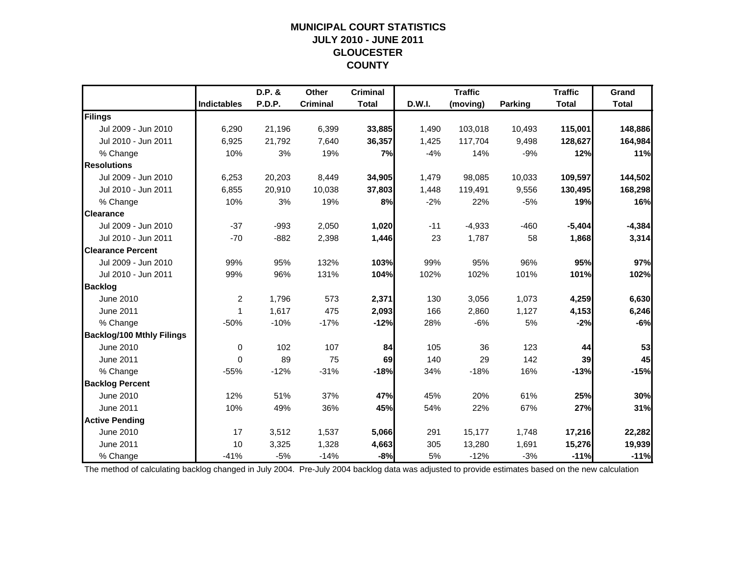# MUNICIPAL COURT STATISTICS
## JULY 2010 - JUNE 2011
## GLOUCESTER COUNTY

| | Indictables | D.P. & P.D.P. | Other Criminal | Criminal Total | D.W.I. | Traffic (moving) | Parking | Traffic Total | Grand Total |
|---|---|---|---|---|---|---|---|---|---|
| **Filings** | | | | | | | | | |
| Jul 2009 - Jun 2010 | 6,290 | 21,196 | 6,399 | **33,885** | 1,490 | 103,018 | 10,493 | **115,001** | **148,886** |
| Jul 2010 - Jun 2011 | 6,925 | 21,792 | 7,640 | **36,357** | 1,425 | 117,704 | 9,498 | **128,627** | **164,984** |
| % Change | 10% | 3% | 19% | **7%** | -4% | 14% | -9% | **12%** | **11%** |
| **Resolutions** | | | | | | | | | |
| Jul 2009 - Jun 2010 | 6,253 | 20,203 | 8,449 | **34,905** | 1,479 | 98,085 | 10,033 | **109,597** | **144,502** |
| Jul 2010 - Jun 2011 | 6,855 | 20,910 | 10,038 | **37,803** | 1,448 | 119,491 | 9,556 | **130,495** | **168,298** |
| % Change | 10% | 3% | 19% | **8%** | -2% | 22% | -5% | **19%** | **16%** |
| **Clearance** | | | | | | | | | |
| Jul 2009 - Jun 2010 | -37 | -993 | 2,050 | **1,020** | -11 | -4,933 | -460 | **-5,404** | **-4,384** |
| Jul 2010 - Jun 2011 | -70 | -882 | 2,398 | **1,446** | 23 | 1,787 | 58 | **1,868** | **3,314** |
| **Clearance Percent** | | | | | | | | | |
| Jul 2009 - Jun 2010 | 99% | 95% | 132% | **103%** | 99% | 95% | 96% | **95%** | **97%** |
| Jul 2010 - Jun 2011 | 99% | 96% | 131% | **104%** | 102% | 102% | 101% | **101%** | **102%** |
| **Backlog** | | | | | | | | | |
| June 2010 | 2 | 1,796 | 573 | **2,371** | 130 | 3,056 | 1,073 | **4,259** | **6,630** |
| June 2011 | 1 | 1,617 | 475 | **2,093** | 166 | 2,860 | 1,127 | **4,153** | **6,246** |
| % Change | -50% | -10% | -17% | **-12%** | 28% | -6% | 5% | **-2%** | **-6%** |
| **Backlog/100 Mthly Filings** | | | | | | | | | |
| June 2010 | 0 | 102 | 107 | **84** | 105 | 36 | 123 | **44** | **53** |
| June 2011 | 0 | 89 | 75 | **69** | 140 | 29 | 142 | **39** | **45** |
| % Change | -55% | -12% | -31% | **-18%** | 34% | -18% | 16% | **-13%** | **-15%** |
| **Backlog Percent** | | | | | | | | | |
| June 2010 | 12% | 51% | 37% | **47%** | 45% | 20% | 61% | **25%** | **30%** |
| June 2011 | 10% | 49% | 36% | **45%** | 54% | 22% | 67% | **27%** | **31%** |
| **Active Pending** | | | | | | | | | |
| June 2010 | 17 | 3,512 | 1,537 | **5,066** | 291 | 15,177 | 1,748 | **17,216** | **22,282** |
| June 2011 | 10 | 3,325 | 1,328 | **4,663** | 305 | 13,280 | 1,691 | **15,276** | **19,939** |
| % Change | -41% | -5% | -14% | **-8%** | 5% | -12% | -3% | **-11%** | **-11%** |

The method of calculating backlog changed in July 2004. Pre-July 2004 backlog data was adjusted to provide estimates based on the new calculation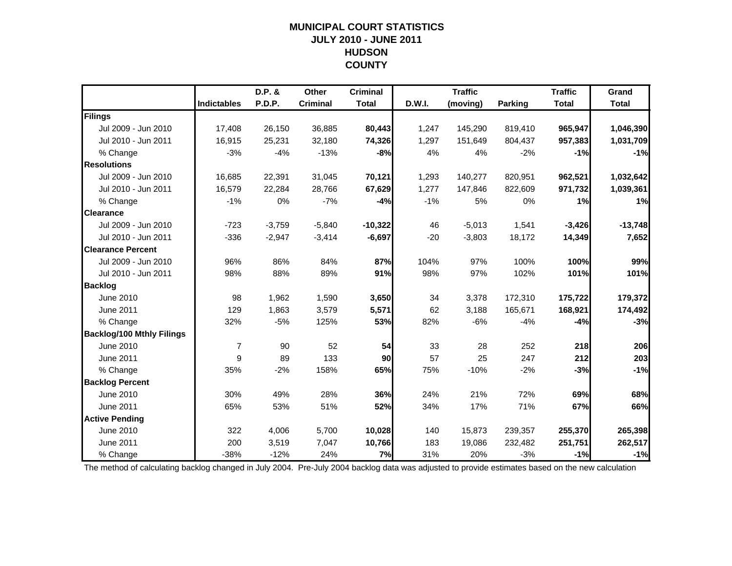# MUNICIPAL COURT STATISTICS
## JULY 2010 - JUNE 2011
## HUDSON COUNTY

| | Indictables | D.P. & P.D.P. | Other Criminal | Criminal Total | D.W.I. | Traffic (moving) | Parking | Traffic Total | Grand Total |
|---|---|---|---|---|---|---|---|---|---|
| **Filings** | | | | | | | | | |
| Jul 2009 - Jun 2010 | 17,408 | 26,150 | 36,885 | **80,443** | 1,247 | 145,290 | 819,410 | **965,947** | **1,046,390** |
| Jul 2010 - Jun 2011 | 16,915 | 25,231 | 32,180 | **74,326** | 1,297 | 151,649 | 804,437 | **957,383** | **1,031,709** |
| % Change | -3% | -4% | -13% | **-8%** | 4% | 4% | -2% | **-1%** | **-1%** |
| **Resolutions** | | | | | | | | | |
| Jul 2009 - Jun 2010 | 16,685 | 22,391 | 31,045 | **70,121** | 1,293 | 140,277 | 820,951 | **962,521** | **1,032,642** |
| Jul 2010 - Jun 2011 | 16,579 | 22,284 | 28,766 | **67,629** | 1,277 | 147,846 | 822,609 | **971,732** | **1,039,361** |
| % Change | -1% | 0% | -7% | **-4%** | -1% | 5% | 0% | **1%** | **1%** |
| **Clearance** | | | | | | | | | |
| Jul 2009 - Jun 2010 | -723 | -3,759 | -5,840 | **-10,322** | 46 | -5,013 | 1,541 | **-3,426** | **-13,748** |
| Jul 2010 - Jun 2011 | -336 | -2,947 | -3,414 | **-6,697** | -20 | -3,803 | 18,172 | **14,349** | **7,652** |
| **Clearance Percent** | | | | | | | | | |
| Jul 2009 - Jun 2010 | 96% | 86% | 84% | **87%** | 104% | 97% | 100% | **100%** | **99%** |
| Jul 2010 - Jun 2011 | 98% | 88% | 89% | **91%** | 98% | 97% | 102% | **101%** | **101%** |
| **Backlog** | | | | | | | | | |
| June 2010 | 98 | 1,962 | 1,590 | **3,650** | 34 | 3,378 | 172,310 | **175,722** | **179,372** |
| June 2011 | 129 | 1,863 | 3,579 | **5,571** | 62 | 3,188 | 165,671 | **168,921** | **174,492** |
| % Change | 32% | -5% | 125% | **53%** | 82% | -6% | -4% | **-4%** | **-3%** |
| **Backlog/100 Mthly Filings** | | | | | | | | | |
| June 2010 | 7 | 90 | 52 | **54** | 33 | 28 | 252 | **218** | **206** |
| June 2011 | 9 | 89 | 133 | **90** | 57 | 25 | 247 | **212** | **203** |
| % Change | 35% | -2% | 158% | **65%** | 75% | -10% | -2% | **-3%** | **-1%** |
| **Backlog Percent** | | | | | | | | | |
| June 2010 | 30% | 49% | 28% | **36%** | 24% | 21% | 72% | **69%** | **68%** |
| June 2011 | 65% | 53% | 51% | **52%** | 34% | 17% | 71% | **67%** | **66%** |
| **Active Pending** | | | | | | | | | |
| June 2010 | 322 | 4,006 | 5,700 | **10,028** | 140 | 15,873 | 239,357 | **255,370** | **265,398** |
| June 2011 | 200 | 3,519 | 7,047 | **10,766** | 183 | 19,086 | 232,482 | **251,751** | **262,517** |
| % Change | -38% | -12% | 24% | **7%** | 31% | 20% | -3% | **-1%** | **-1%** |

The method of calculating backlog changed in July 2004. Pre-July 2004 backlog data was adjusted to provide estimates based on the new calculation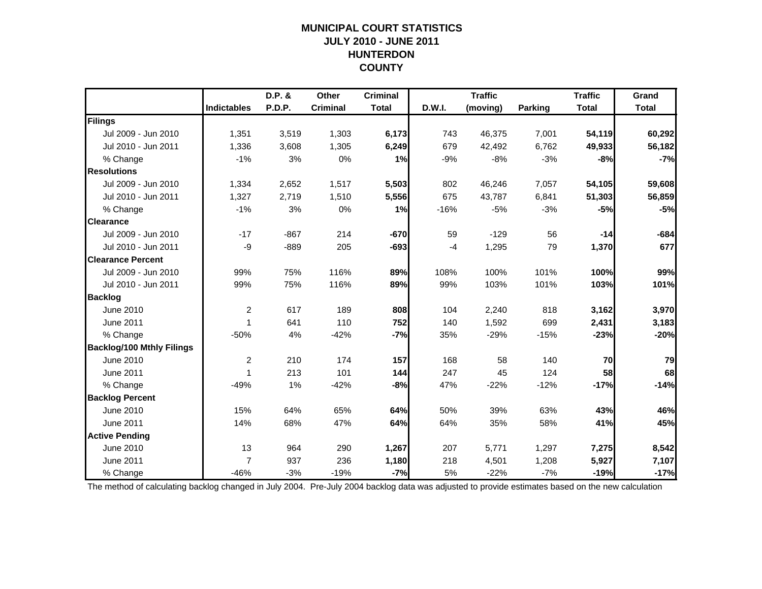# MUNICIPAL COURT STATISTICS
## JULY 2010 - JUNE 2011
## HUNTERDON
## COUNTY

| | Indictables | D.P. & P.D.P. | Other Criminal | Criminal Total | D.W.I. | Traffic (moving) | Parking | Traffic Total | Grand Total |
|---|---|---|---|---|---|---|---|---|---|
| **Filings** | | | | | | | | | |
| Jul 2009 - Jun 2010 | 1,351 | 3,519 | 1,303 | **6,173** | 743 | 46,375 | 7,001 | **54,119** | **60,292** |
| Jul 2010 - Jun 2011 | 1,336 | 3,608 | 1,305 | **6,249** | 679 | 42,492 | 6,762 | **49,933** | **56,182** |
| % Change | -1% | 3% | 0% | **1%** | -9% | -8% | -3% | **-8%** | **-7%** |
| **Resolutions** | | | | | | | | | |
| Jul 2009 - Jun 2010 | 1,334 | 2,652 | 1,517 | **5,503** | 802 | 46,246 | 7,057 | **54,105** | **59,608** |
| Jul 2010 - Jun 2011 | 1,327 | 2,719 | 1,510 | **5,556** | 675 | 43,787 | 6,841 | **51,303** | **56,859** |
| % Change | -1% | 3% | 0% | **1%** | -16% | -5% | -3% | **-5%** | **-5%** |
| **Clearance** | | | | | | | | | |
| Jul 2009 - Jun 2010 | -17 | -867 | 214 | **-670** | 59 | -129 | 56 | **-14** | **-684** |
| Jul 2010 - Jun 2011 | -9 | -889 | 205 | **-693** | -4 | 1,295 | 79 | **1,370** | **677** |
| **Clearance Percent** | | | | | | | | | |
| Jul 2009 - Jun 2010 | 99% | 75% | 116% | **89%** | 108% | 100% | 101% | **100%** | **99%** |
| Jul 2010 - Jun 2011 | 99% | 75% | 116% | **89%** | 99% | 103% | 101% | **103%** | **101%** |
| **Backlog** | | | | | | | | | |
| June 2010 | 2 | 617 | 189 | **808** | 104 | 2,240 | 818 | **3,162** | **3,970** |
| June 2011 | 1 | 641 | 110 | **752** | 140 | 1,592 | 699 | **2,431** | **3,183** |
| % Change | -50% | 4% | -42% | **-7%** | 35% | -29% | -15% | **-23%** | **-20%** |
| **Backlog/100 Mthly Filings** | | | | | | | | | |
| June 2010 | 2 | 210 | 174 | **157** | 168 | 58 | 140 | **70** | **79** |
| June 2011 | 1 | 213 | 101 | **144** | 247 | 45 | 124 | **58** | **68** |
| % Change | -49% | 1% | -42% | **-8%** | 47% | -22% | -12% | **-17%** | **-14%** |
| **Backlog Percent** | | | | | | | | | |
| June 2010 | 15% | 64% | 65% | **64%** | 50% | 39% | 63% | **43%** | **46%** |
| June 2011 | 14% | 68% | 47% | **64%** | 64% | 35% | 58% | **41%** | **45%** |
| **Active Pending** | | | | | | | | | |
| June 2010 | 13 | 964 | 290 | **1,267** | 207 | 5,771 | 1,297 | **7,275** | **8,542** |
| June 2011 | 7 | 937 | 236 | **1,180** | 218 | 4,501 | 1,208 | **5,927** | **7,107** |
| % Change | -46% | -3% | -19% | **-7%** | 5% | -22% | -7% | **-19%** | **-17%** |

The method of calculating backlog changed in July 2004. Pre-July 2004 backlog data was adjusted to provide estimates based on the new calculation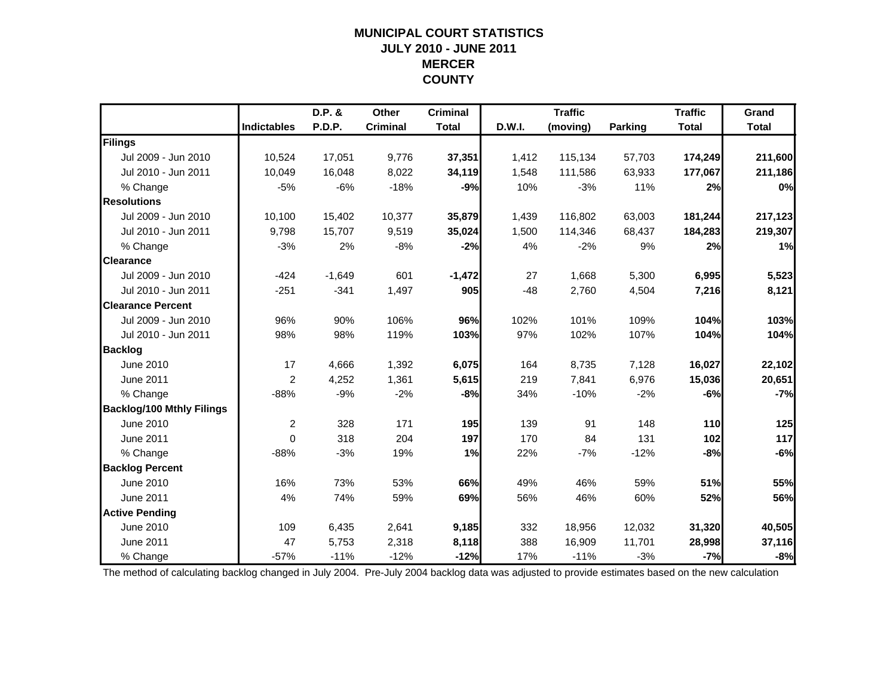# MUNICIPAL COURT STATISTICS
## JULY 2010 - JUNE 2011
## MERCER COUNTY

| | Indictables | D.P. & P.D.P. | Other Criminal | Criminal Total | D.W.I. | Traffic (moving) | Parking | Traffic Total | Grand Total |
|---|---|---|---|---|---|---|---|---|---|
| **Filings** | | | | | | | | | |
| Jul 2009 - Jun 2010 | 10,524 | 17,051 | 9,776 | **37,351** | 1,412 | 115,134 | 57,703 | **174,249** | **211,600** |
| Jul 2010 - Jun 2011 | 10,049 | 16,048 | 8,022 | **34,119** | 1,548 | 111,586 | 63,933 | **177,067** | **211,186** |
| % Change | -5% | -6% | -18% | **-9%** | 10% | -3% | 11% | **2%** | **0%** |
| **Resolutions** | | | | | | | | | |
| Jul 2009 - Jun 2010 | 10,100 | 15,402 | 10,377 | **35,879** | 1,439 | 116,802 | 63,003 | **181,244** | **217,123** |
| Jul 2010 - Jun 2011 | 9,798 | 15,707 | 9,519 | **35,024** | 1,500 | 114,346 | 68,437 | **184,283** | **219,307** |
| % Change | -3% | 2% | -8% | **-2%** | 4% | -2% | 9% | **2%** | **1%** |
| **Clearance** | | | | | | | | | |
| Jul 2009 - Jun 2010 | -424 | -1,649 | 601 | **-1,472** | 27 | 1,668 | 5,300 | **6,995** | **5,523** |
| Jul 2010 - Jun 2011 | -251 | -341 | 1,497 | **905** | -48 | 2,760 | 4,504 | **7,216** | **8,121** |
| **Clearance Percent** | | | | | | | | | |
| Jul 2009 - Jun 2010 | 96% | 90% | 106% | **96%** | 102% | 101% | 109% | **104%** | **103%** |
| Jul 2010 - Jun 2011 | 98% | 98% | 119% | **103%** | 97% | 102% | 107% | **104%** | **104%** |
| **Backlog** | | | | | | | | | |
| June 2010 | 17 | 4,666 | 1,392 | **6,075** | 164 | 8,735 | 7,128 | **16,027** | **22,102** |
| June 2011 | 2 | 4,252 | 1,361 | **5,615** | 219 | 7,841 | 6,976 | **15,036** | **20,651** |
| % Change | -88% | -9% | -2% | **-8%** | 34% | -10% | -2% | **-6%** | **-7%** |
| **Backlog/100 Mthly Filings** | | | | | | | | | |
| June 2010 | 2 | 328 | 171 | **195** | 139 | 91 | 148 | **110** | **125** |
| June 2011 | 0 | 318 | 204 | **197** | 170 | 84 | 131 | **102** | **117** |
| % Change | -88% | -3% | 19% | **1%** | 22% | -7% | -12% | **-8%** | **-6%** |
| **Backlog Percent** | | | | | | | | | |
| June 2010 | 16% | 73% | 53% | **66%** | 49% | 46% | 59% | **51%** | **55%** |
| June 2011 | 4% | 74% | 59% | **69%** | 56% | 46% | 60% | **52%** | **56%** |
| **Active Pending** | | | | | | | | | |
| June 2010 | 109 | 6,435 | 2,641 | **9,185** | 332 | 18,956 | 12,032 | **31,320** | **40,505** |
| June 2011 | 47 | 5,753 | 2,318 | **8,118** | 388 | 16,909 | 11,701 | **28,998** | **37,116** |
| % Change | -57% | -11% | -12% | **-12%** | 17% | -11% | -3% | **-7%** | **-8%** |

The method of calculating backlog changed in July 2004. Pre-July 2004 backlog data was adjusted to provide estimates based on the new calculation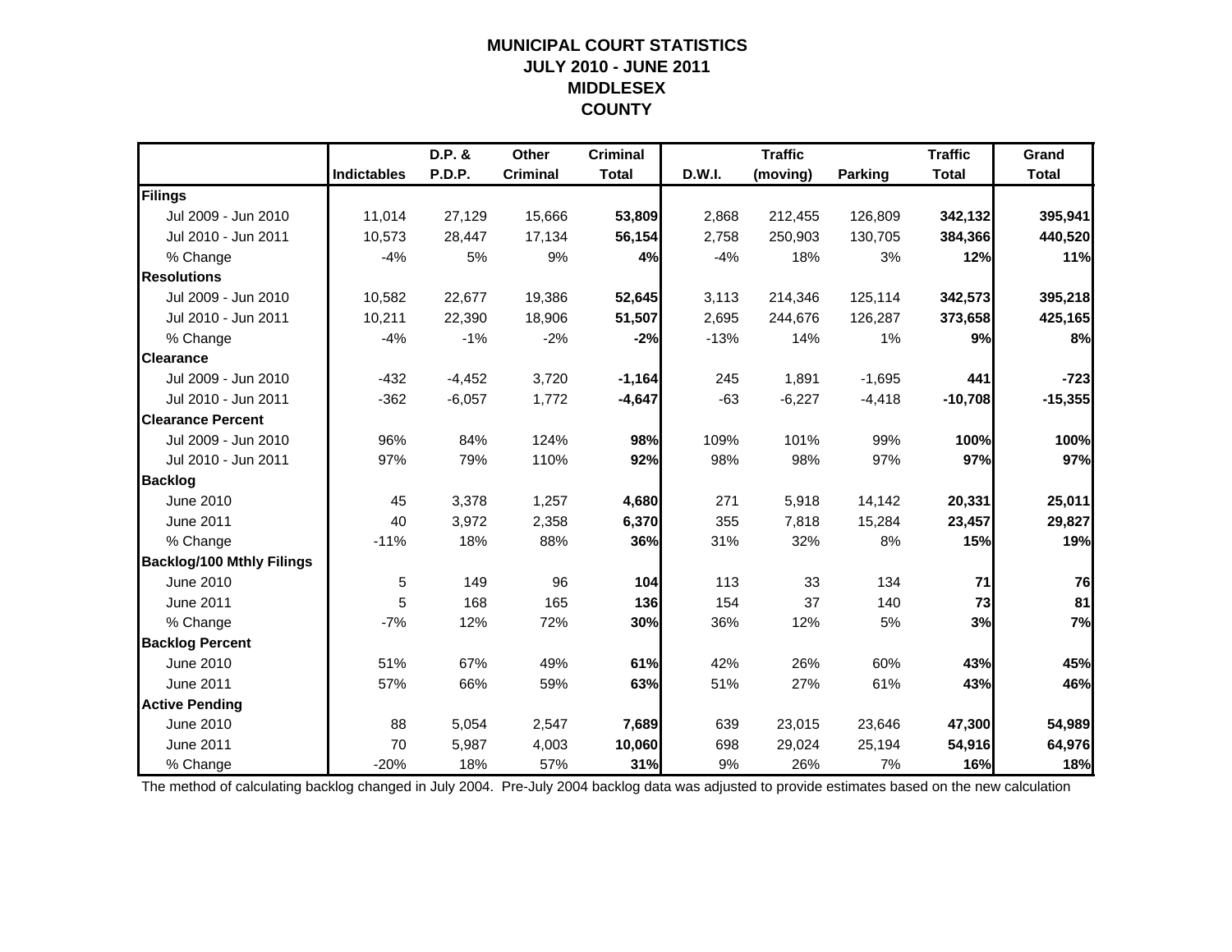# MUNICIPAL COURT STATISTICS
## JULY 2010 - JUNE 2011
## MIDDLESEX COUNTY

| | Indictables | D.P. & P.D.P. | Other Criminal | Criminal Total | D.W.I. | Traffic (moving) | Parking | Traffic Total | Grand Total |
|---|---|---|---|---|---|---|---|---|---|
| **Filings** | | | | | | | | | |
| Jul 2009 - Jun 2010 | 11,014 | 27,129 | 15,666 | **53,809** | 2,868 | 212,455 | 126,809 | **342,132** | **395,941** |
| Jul 2010 - Jun 2011 | 10,573 | 28,447 | 17,134 | **56,154** | 2,758 | 250,903 | 130,705 | **384,366** | **440,520** |
| % Change | -4% | 5% | 9% | **4%** | -4% | 18% | 3% | **12%** | **11%** |
| **Resolutions** | | | | | | | | | |
| Jul 2009 - Jun 2010 | 10,582 | 22,677 | 19,386 | **52,645** | 3,113 | 214,346 | 125,114 | **342,573** | **395,218** |
| Jul 2010 - Jun 2011 | 10,211 | 22,390 | 18,906 | **51,507** | 2,695 | 244,676 | 126,287 | **373,658** | **425,165** |
| % Change | -4% | -1% | -2% | **-2%** | -13% | 14% | 1% | **9%** | **8%** |
| **Clearance** | | | | | | | | | |
| Jul 2009 - Jun 2010 | -432 | -4,452 | 3,720 | **-1,164** | 245 | 1,891 | -1,695 | **441** | **-723** |
| Jul 2010 - Jun 2011 | -362 | -6,057 | 1,772 | **-4,647** | -63 | -6,227 | -4,418 | **-10,708** | **-15,355** |
| **Clearance Percent** | | | | | | | | | |
| Jul 2009 - Jun 2010 | 96% | 84% | 124% | **98%** | 109% | 101% | 99% | **100%** | **100%** |
| Jul 2010 - Jun 2011 | 97% | 79% | 110% | **92%** | 98% | 98% | 97% | **97%** | **97%** |
| **Backlog** | | | | | | | | | |
| June 2010 | 45 | 3,378 | 1,257 | **4,680** | 271 | 5,918 | 14,142 | **20,331** | **25,011** |
| June 2011 | 40 | 3,972 | 2,358 | **6,370** | 355 | 7,818 | 15,284 | **23,457** | **29,827** |
| % Change | -11% | 18% | 88% | **36%** | 31% | 32% | 8% | **15%** | **19%** |
| **Backlog/100 Mthly Filings** | | | | | | | | | |
| June 2010 | 5 | 149 | 96 | **104** | 113 | 33 | 134 | **71** | **76** |
| June 2011 | 5 | 168 | 165 | **136** | 154 | 37 | 140 | **73** | **81** |
| % Change | -7% | 12% | 72% | **30%** | 36% | 12% | 5% | **3%** | **7%** |
| **Backlog Percent** | | | | | | | | | |
| June 2010 | 51% | 67% | 49% | **61%** | 42% | 26% | 60% | **43%** | **45%** |
| June 2011 | 57% | 66% | 59% | **63%** | 51% | 27% | 61% | **43%** | **46%** |
| **Active Pending** | | | | | | | | | |
| June 2010 | 88 | 5,054 | 2,547 | **7,689** | 639 | 23,015 | 23,646 | **47,300** | **54,989** |
| June 2011 | 70 | 5,987 | 4,003 | **10,060** | 698 | 29,024 | 25,194 | **54,916** | **64,976** |
| % Change | -20% | 18% | 57% | **31%** | 9% | 26% | 7% | **16%** | **18%** |

The method of calculating backlog changed in July 2004. Pre-July 2004 backlog data was adjusted to provide estimates based on the new calculation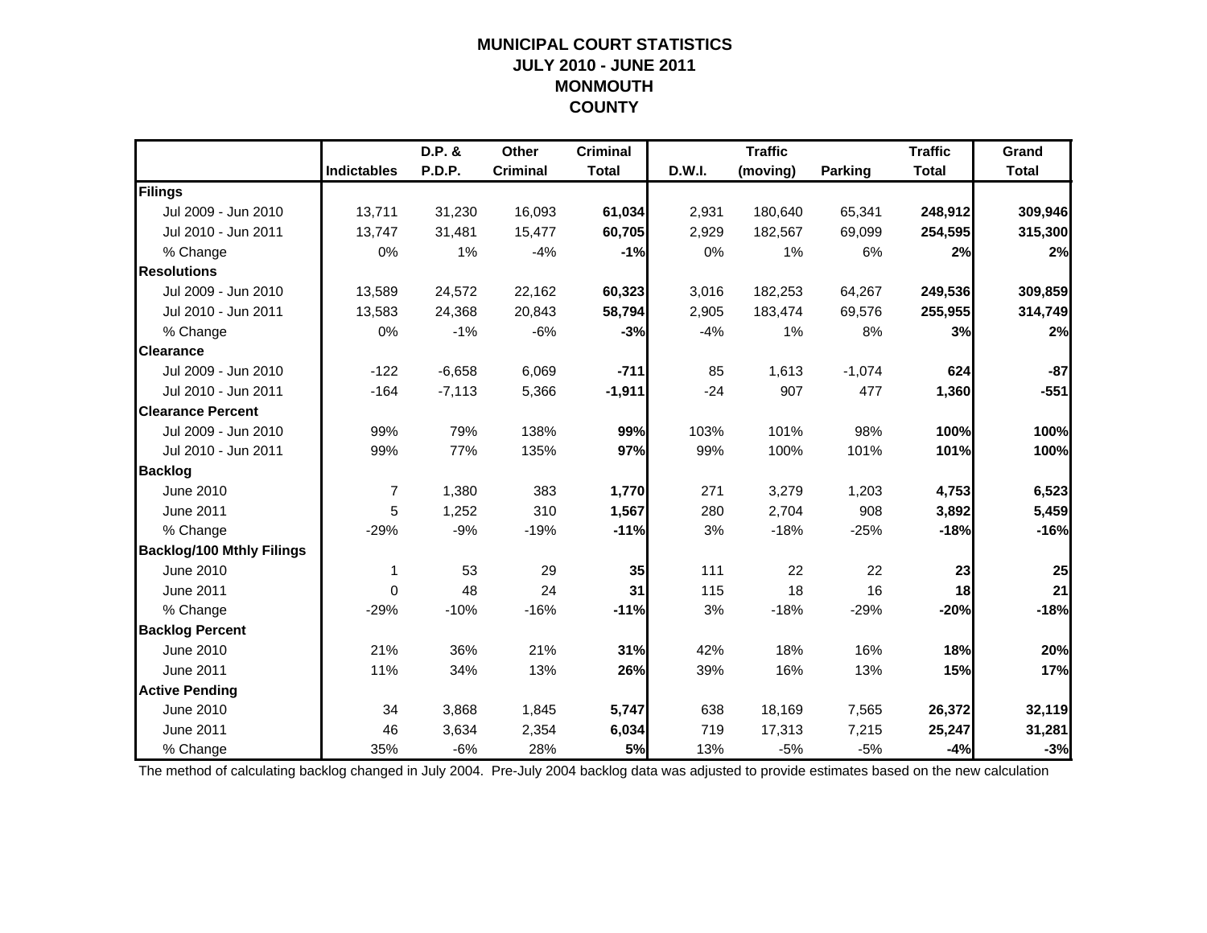# MUNICIPAL COURT STATISTICS
## JULY 2010 - JUNE 2011
## MONMOUTH COUNTY

| | Indictables | D.P. & P.D.P. | Other Criminal | Criminal Total | D.W.I. | Traffic (moving) | Parking | Traffic Total | Grand Total |
|---|---|---|---|---|---|---|---|---|---|
| **Filings** | | | | | | | | | |
| Jul 2009 - Jun 2010 | 13,711 | 31,230 | 16,093 | **61,034** | 2,931 | 180,640 | 65,341 | **248,912** | **309,946** |
| Jul 2010 - Jun 2011 | 13,747 | 31,481 | 15,477 | **60,705** | 2,929 | 182,567 | 69,099 | **254,595** | **315,300** |
| % Change | 0% | 1% | -4% | **-1%** | 0% | 1% | 6% | **2%** | **2%** |
| **Resolutions** | | | | | | | | | |
| Jul 2009 - Jun 2010 | 13,589 | 24,572 | 22,162 | **60,323** | 3,016 | 182,253 | 64,267 | **249,536** | **309,859** |
| Jul 2010 - Jun 2011 | 13,583 | 24,368 | 20,843 | **58,794** | 2,905 | 183,474 | 69,576 | **255,955** | **314,749** |
| % Change | 0% | -1% | -6% | **-3%** | -4% | 1% | 8% | **3%** | **2%** |
| **Clearance** | | | | | | | | | |
| Jul 2009 - Jun 2010 | -122 | -6,658 | 6,069 | **-711** | 85 | 1,613 | -1,074 | **624** | **-87** |
| Jul 2010 - Jun 2011 | -164 | -7,113 | 5,366 | **-1,911** | -24 | 907 | 477 | **1,360** | **-551** |
| **Clearance Percent** | | | | | | | | | |
| Jul 2009 - Jun 2010 | 99% | 79% | 138% | **99%** | 103% | 101% | 98% | **100%** | **100%** |
| Jul 2010 - Jun 2011 | 99% | 77% | 135% | **97%** | 99% | 100% | 101% | **101%** | **100%** |
| **Backlog** | | | | | | | | | |
| June 2010 | 7 | 1,380 | 383 | **1,770** | 271 | 3,279 | 1,203 | **4,753** | **6,523** |
| June 2011 | 5 | 1,252 | 310 | **1,567** | 280 | 2,704 | 908 | **3,892** | **5,459** |
| % Change | -29% | -9% | -19% | **-11%** | 3% | -18% | -25% | **-18%** | **-16%** |
| **Backlog/100 Mthly Filings** | | | | | | | | | |
| June 2010 | 1 | 53 | 29 | **35** | 111 | 22 | 22 | **23** | **25** |
| June 2011 | 0 | 48 | 24 | **31** | 115 | 18 | 16 | **18** | **21** |
| % Change | -29% | -10% | -16% | **-11%** | 3% | -18% | -29% | **-20%** | **-18%** |
| **Backlog Percent** | | | | | | | | | |
| June 2010 | 21% | 36% | 21% | **31%** | 42% | 18% | 16% | **18%** | **20%** |
| June 2011 | 11% | 34% | 13% | **26%** | 39% | 16% | 13% | **15%** | **17%** |
| **Active Pending** | | | | | | | | | |
| June 2010 | 34 | 3,868 | 1,845 | **5,747** | 638 | 18,169 | 7,565 | **26,372** | **32,119** |
| June 2011 | 46 | 3,634 | 2,354 | **6,034** | 719 | 17,313 | 7,215 | **25,247** | **31,281** |
| % Change | 35% | -6% | 28% | **5%** | 13% | -5% | -5% | **-4%** | **-3%** |

The method of calculating backlog changed in July 2004. Pre-July 2004 backlog data was adjusted to provide estimates based on the new calculation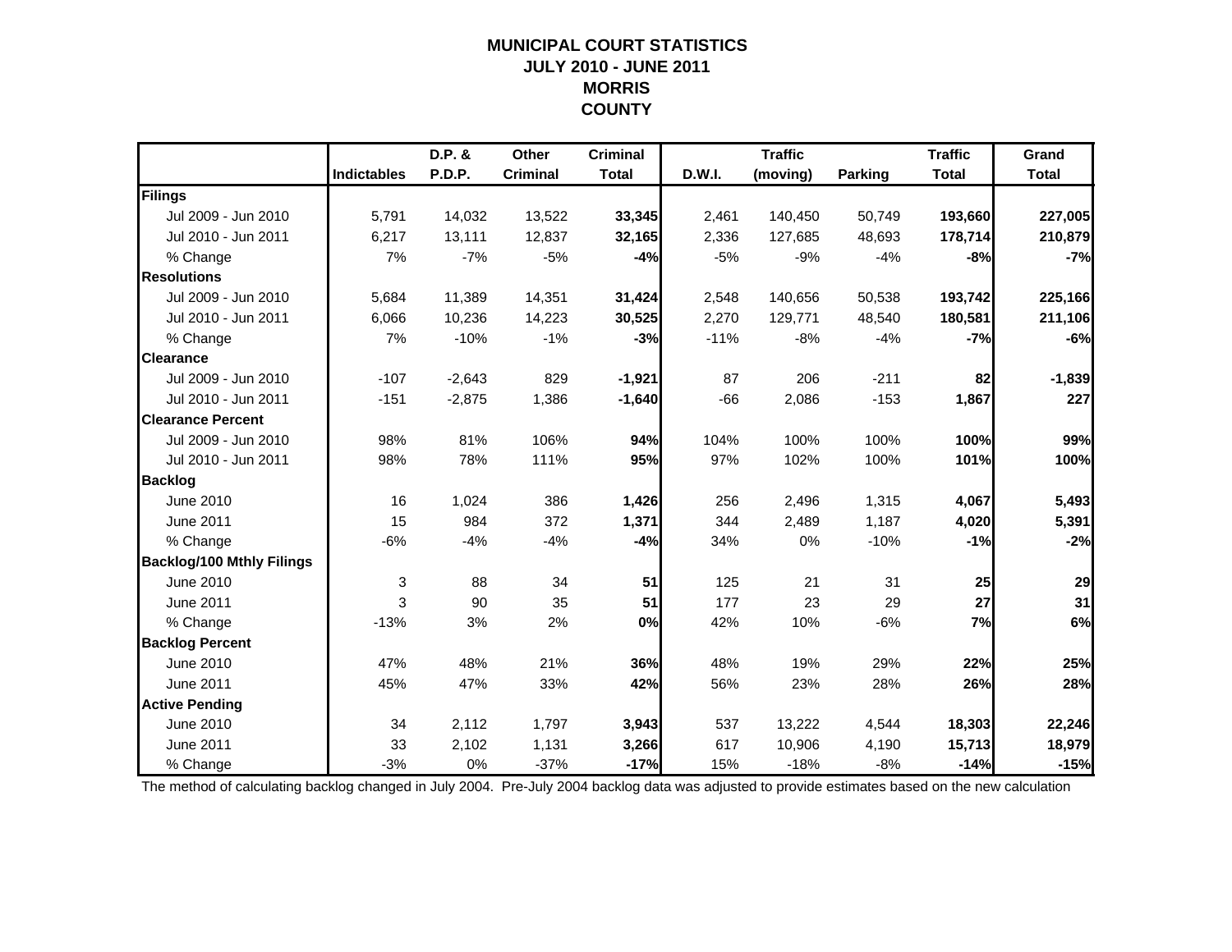# MUNICIPAL COURT STATISTICS
## JULY 2010 - JUNE 2011
## MORRIS COUNTY

| | Indictables | D.P. & P.D.P. | Other Criminal | Criminal Total | D.W.I. | Traffic (moving) | Parking | Traffic Total | Grand Total |
|---|---|---|---|---|---|---|---|---|---|
| **Filings** | | | | | | | | | |
| Jul 2009 - Jun 2010 | 5,791 | 14,032 | 13,522 | **33,345** | 2,461 | 140,450 | 50,749 | **193,660** | **227,005** |
| Jul 2010 - Jun 2011 | 6,217 | 13,111 | 12,837 | **32,165** | 2,336 | 127,685 | 48,693 | **178,714** | **210,879** |
| % Change | 7% | -7% | -5% | **-4%** | -5% | -9% | -4% | **-8%** | **-7%** |
| **Resolutions** | | | | | | | | | |
| Jul 2009 - Jun 2010 | 5,684 | 11,389 | 14,351 | **31,424** | 2,548 | 140,656 | 50,538 | **193,742** | **225,166** |
| Jul 2010 - Jun 2011 | 6,066 | 10,236 | 14,223 | **30,525** | 2,270 | 129,771 | 48,540 | **180,581** | **211,106** |
| % Change | 7% | -10% | -1% | **-3%** | -11% | -8% | -4% | **-7%** | **-6%** |
| **Clearance** | | | | | | | | | |
| Jul 2009 - Jun 2010 | -107 | -2,643 | 829 | **-1,921** | 87 | 206 | -211 | **82** | **-1,839** |
| Jul 2010 - Jun 2011 | -151 | -2,875 | 1,386 | **-1,640** | -66 | 2,086 | -153 | **1,867** | **227** |
| **Clearance Percent** | | | | | | | | | |
| Jul 2009 - Jun 2010 | 98% | 81% | 106% | **94%** | 104% | 100% | 100% | **100%** | **99%** |
| Jul 2010 - Jun 2011 | 98% | 78% | 111% | **95%** | 97% | 102% | 100% | **101%** | **100%** |
| **Backlog** | | | | | | | | | |
| June 2010 | 16 | 1,024 | 386 | **1,426** | 256 | 2,496 | 1,315 | **4,067** | **5,493** |
| June 2011 | 15 | 984 | 372 | **1,371** | 344 | 2,489 | 1,187 | **4,020** | **5,391** |
| % Change | -6% | -4% | -4% | **-4%** | 34% | 0% | -10% | **-1%** | **-2%** |
| **Backlog/100 Mthly Filings** | | | | | | | | | |
| June 2010 | 3 | 88 | 34 | **51** | 125 | 21 | 31 | **25** | **29** |
| June 2011 | 3 | 90 | 35 | **51** | 177 | 23 | 29 | **27** | **31** |
| % Change | -13% | 3% | 2% | **0%** | 42% | 10% | -6% | **7%** | **6%** |
| **Backlog Percent** | | | | | | | | | |
| June 2010 | 47% | 48% | 21% | **36%** | 48% | 19% | 29% | **22%** | **25%** |
| June 2011 | 45% | 47% | 33% | **42%** | 56% | 23% | 28% | **26%** | **28%** |
| **Active Pending** | | | | | | | | | |
| June 2010 | 34 | 2,112 | 1,797 | **3,943** | 537 | 13,222 | 4,544 | **18,303** | **22,246** |
| June 2011 | 33 | 2,102 | 1,131 | **3,266** | 617 | 10,906 | 4,190 | **15,713** | **18,979** |
| % Change | -3% | 0% | -37% | **-17%** | 15% | -18% | -8% | **-14%** | **-15%** |

The method of calculating backlog changed in July 2004. Pre-July 2004 backlog data was adjusted to provide estimates based on the new calculation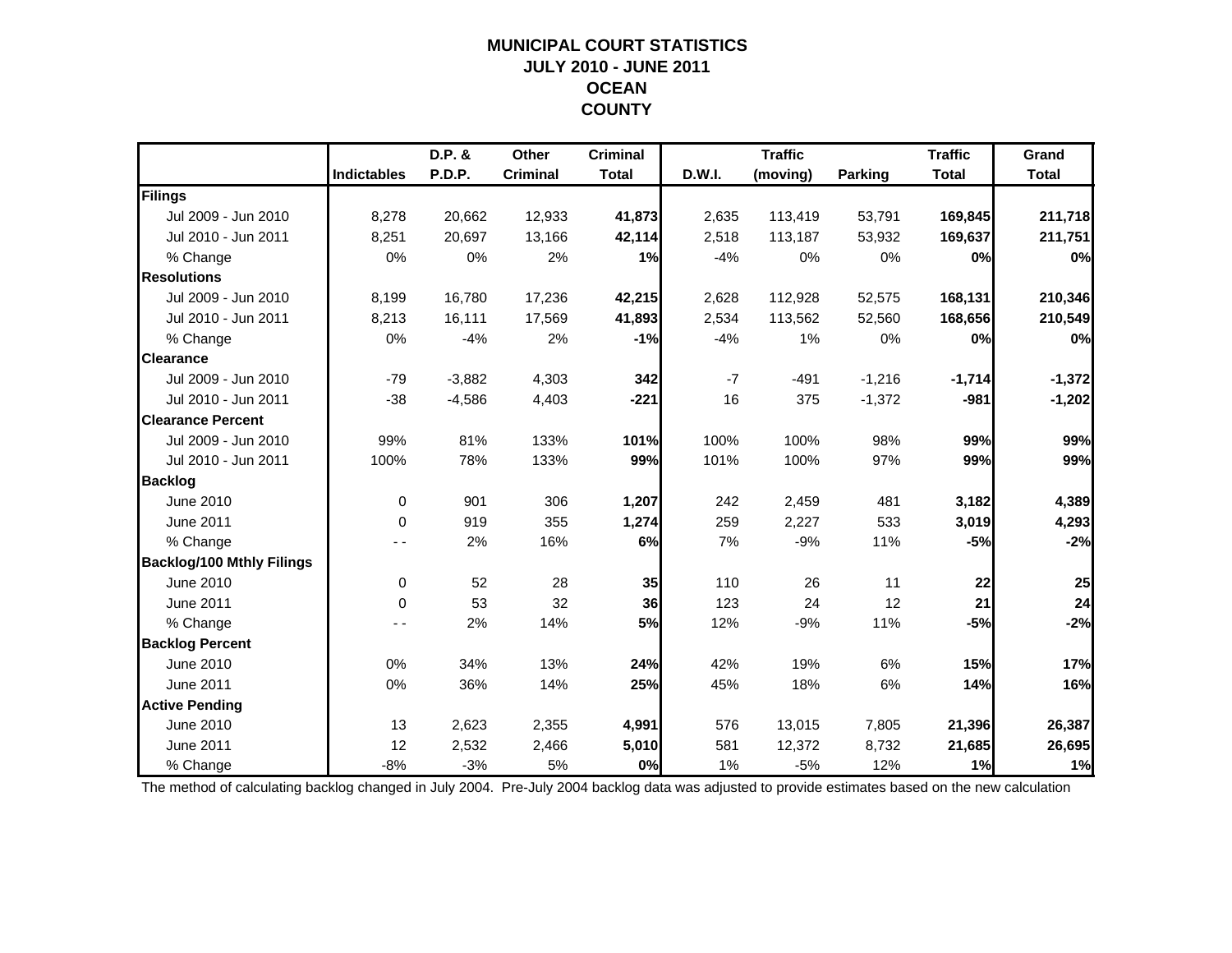# MUNICIPAL COURT STATISTICS
## JULY 2010 - JUNE 2011
## OCEAN
## COUNTY

| | Indictables | D.P. & P.D.P. | Other Criminal | Criminal Total | D.W.I. | Traffic (moving) | Parking | Traffic Total | Grand Total |
|---|---|---|---|---|---|---|---|---|---|
| **Filings** | | | | | | | | | |
| Jul 2009 - Jun 2010 | 8,278 | 20,662 | 12,933 | **41,873** | 2,635 | 113,419 | 53,791 | **169,845** | **211,718** |
| Jul 2010 - Jun 2011 | 8,251 | 20,697 | 13,166 | **42,114** | 2,518 | 113,187 | 53,932 | **169,637** | **211,751** |
| % Change | 0% | 0% | 2% | **1%** | -4% | 0% | 0% | **0%** | **0%** |
| **Resolutions** | | | | | | | | | |
| Jul 2009 - Jun 2010 | 8,199 | 16,780 | 17,236 | **42,215** | 2,628 | 112,928 | 52,575 | **168,131** | **210,346** |
| Jul 2010 - Jun 2011 | 8,213 | 16,111 | 17,569 | **41,893** | 2,534 | 113,562 | 52,560 | **168,656** | **210,549** |
| % Change | 0% | -4% | 2% | **-1%** | -4% | 1% | 0% | **0%** | **0%** |
| **Clearance** | | | | | | | | | |
| Jul 2009 - Jun 2010 | -79 | -3,882 | 4,303 | **342** | -7 | -491 | -1,216 | **-1,714** | **-1,372** |
| Jul 2010 - Jun 2011 | -38 | -4,586 | 4,403 | **-221** | 16 | 375 | -1,372 | **-981** | **-1,202** |
| **Clearance Percent** | | | | | | | | | |
| Jul 2009 - Jun 2010 | 99% | 81% | 133% | **101%** | 100% | 100% | 98% | **99%** | **99%** |
| Jul 2010 - Jun 2011 | 100% | 78% | 133% | **99%** | 101% | 100% | 97% | **99%** | **99%** |
| **Backlog** | | | | | | | | | |
| June 2010 | 0 | 901 | 306 | **1,207** | 242 | 2,459 | 481 | **3,182** | **4,389** |
| June 2011 | 0 | 919 | 355 | **1,274** | 259 | 2,227 | 533 | **3,019** | **4,293** |
| % Change | - - | 2% | 16% | **6%** | 7% | -9% | 11% | **-5%** | **-2%** |
| **Backlog/100 Mthly Filings** | | | | | | | | | |
| June 2010 | 0 | 52 | 28 | **35** | 110 | 26 | 11 | **22** | **25** |
| June 2011 | 0 | 53 | 32 | **36** | 123 | 24 | 12 | **21** | **24** |
| % Change | - - | 2% | 14% | **5%** | 12% | -9% | 11% | **-5%** | **-2%** |
| **Backlog Percent** | | | | | | | | | |
| June 2010 | 0% | 34% | 13% | **24%** | 42% | 19% | 6% | **15%** | **17%** |
| June 2011 | 0% | 36% | 14% | **25%** | 45% | 18% | 6% | **14%** | **16%** |
| **Active Pending** | | | | | | | | | |
| June 2010 | 13 | 2,623 | 2,355 | **4,991** | 576 | 13,015 | 7,805 | **21,396** | **26,387** |
| June 2011 | 12 | 2,532 | 2,466 | **5,010** | 581 | 12,372 | 8,732 | **21,685** | **26,695** |
| % Change | -8% | -3% | 5% | **0%** | 1% | -5% | 12% | **1%** | **1%** |

The method of calculating backlog changed in July 2004. Pre-July 2004 backlog data was adjusted to provide estimates based on the new calculation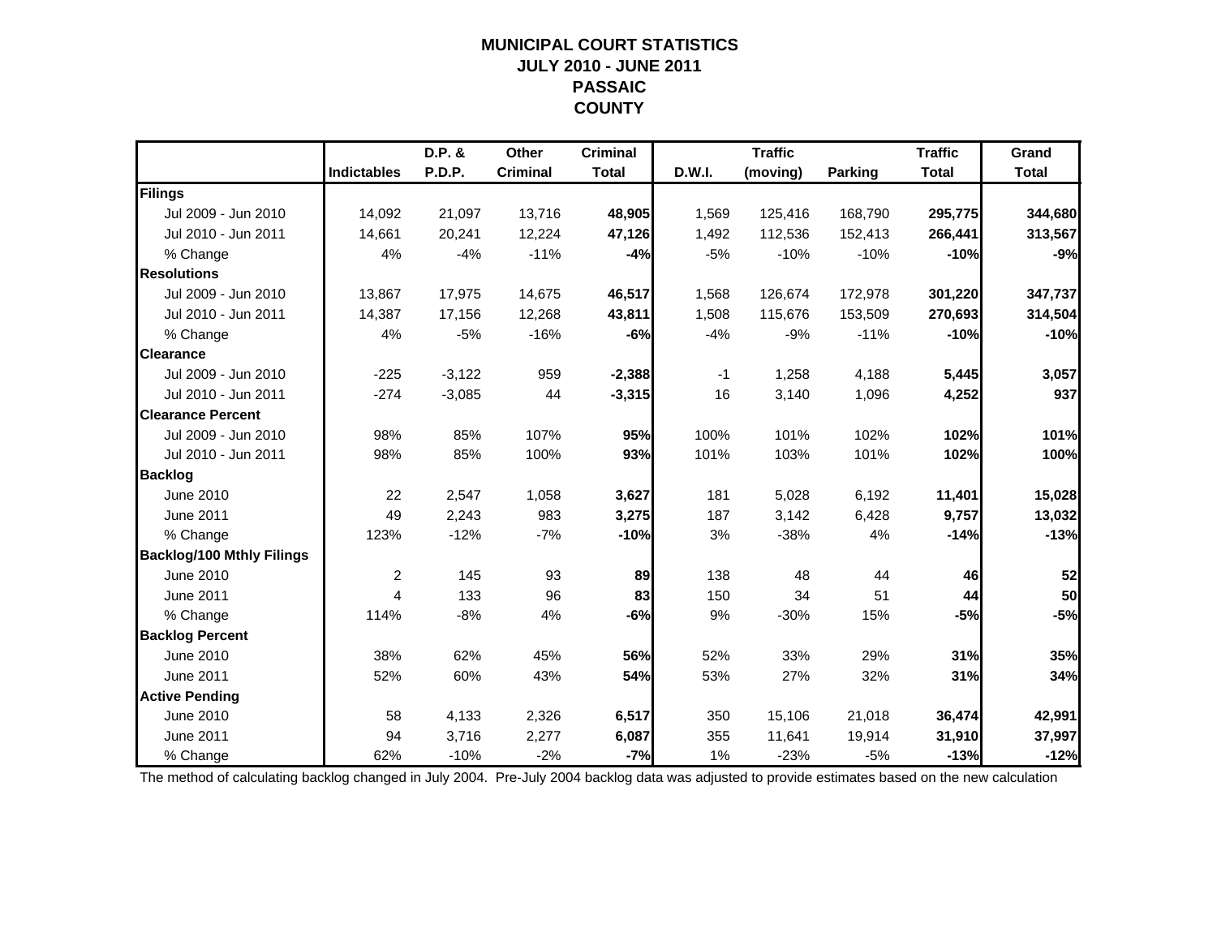# MUNICIPAL COURT STATISTICS
# JULY 2010 - JUNE 2011
# PASSAIC
# COUNTY

| | Indictables | D.P. & P.D.P. | Other Criminal | Criminal Total | D.W.I. | Traffic (moving) | Parking | Traffic Total | Grand Total |
|---|---|---|---|---|---|---|---|---|---|
| **Filings** | | | | | | | | | |
| Jul 2009 - Jun 2010 | 14,092 | 21,097 | 13,716 | **48,905** | 1,569 | 125,416 | 168,790 | **295,775** | **344,680** |
| Jul 2010 - Jun 2011 | 14,661 | 20,241 | 12,224 | **47,126** | 1,492 | 112,536 | 152,413 | **266,441** | **313,567** |
| % Change | 4% | -4% | -11% | **-4%** | -5% | -10% | -10% | **-10%** | **-9%** |
| **Resolutions** | | | | | | | | | |
| Jul 2009 - Jun 2010 | 13,867 | 17,975 | 14,675 | **46,517** | 1,568 | 126,674 | 172,978 | **301,220** | **347,737** |
| Jul 2010 - Jun 2011 | 14,387 | 17,156 | 12,268 | **43,811** | 1,508 | 115,676 | 153,509 | **270,693** | **314,504** |
| % Change | 4% | -5% | -16% | **-6%** | -4% | -9% | -11% | **-10%** | **-10%** |
| **Clearance** | | | | | | | | | |
| Jul 2009 - Jun 2010 | -225 | -3,122 | 959 | **-2,388** | -1 | 1,258 | 4,188 | **5,445** | **3,057** |
| Jul 2010 - Jun 2011 | -274 | -3,085 | 44 | **-3,315** | 16 | 3,140 | 1,096 | **4,252** | **937** |
| **Clearance Percent** | | | | | | | | | |
| Jul 2009 - Jun 2010 | 98% | 85% | 107% | **95%** | 100% | 101% | 102% | **102%** | **101%** |
| Jul 2010 - Jun 2011 | 98% | 85% | 100% | **93%** | 101% | 103% | 101% | **102%** | **100%** |
| **Backlog** | | | | | | | | | |
| June 2010 | 22 | 2,547 | 1,058 | **3,627** | 181 | 5,028 | 6,192 | **11,401** | **15,028** |
| June 2011 | 49 | 2,243 | 983 | **3,275** | 187 | 3,142 | 6,428 | **9,757** | **13,032** |
| % Change | 123% | -12% | -7% | **-10%** | 3% | -38% | 4% | **-14%** | **-13%** |
| **Backlog/100 Mthly Filings** | | | | | | | | | |
| June 2010 | 2 | 145 | 93 | **89** | 138 | 48 | 44 | **46** | **52** |
| June 2011 | 4 | 133 | 96 | **83** | 150 | 34 | 51 | **44** | **50** |
| % Change | 114% | -8% | 4% | **-6%** | 9% | -30% | 15% | **-5%** | **-5%** |
| **Backlog Percent** | | | | | | | | | |
| June 2010 | 38% | 62% | 45% | **56%** | 52% | 33% | 29% | **31%** | **35%** |
| June 2011 | 52% | 60% | 43% | **54%** | 53% | 27% | 32% | **31%** | **34%** |
| **Active Pending** | | | | | | | | | |
| June 2010 | 58 | 4,133 | 2,326 | **6,517** | 350 | 15,106 | 21,018 | **36,474** | **42,991** |
| June 2011 | 94 | 3,716 | 2,277 | **6,087** | 355 | 11,641 | 19,914 | **31,910** | **37,997** |
| % Change | 62% | -10% | -2% | **-7%** | 1% | -23% | -5% | **-13%** | **-12%** |

The method of calculating backlog changed in July 2004. Pre-July 2004 backlog data was adjusted to provide estimates based on the new calculation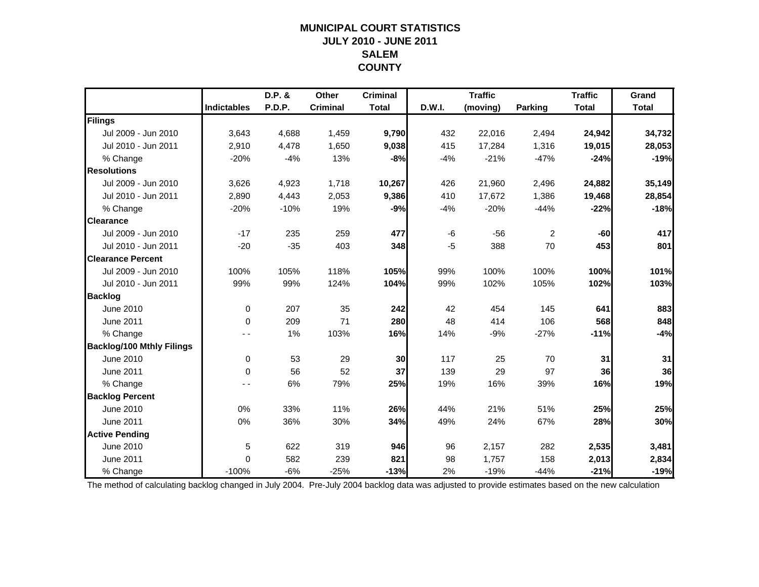# MUNICIPAL COURT STATISTICS
## JULY 2010 - JUNE 2011
## SALEM
## COUNTY

| | Indictables | D.P. & P.D.P. | Other Criminal | Criminal Total | D.W.I. | Traffic (moving) | Parking | Traffic Total | Grand Total |
|---|---|---|---|---|---|---|---|---|---|
| **Filings** | | | | | | | | | |
| Jul 2009 - Jun 2010 | 3,643 | 4,688 | 1,459 | **9,790** | 432 | 22,016 | 2,494 | **24,942** | **34,732** |
| Jul 2010 - Jun 2011 | 2,910 | 4,478 | 1,650 | **9,038** | 415 | 17,284 | 1,316 | **19,015** | **28,053** |
| % Change | -20% | -4% | 13% | **-8%** | -4% | -21% | -47% | **-24%** | **-19%** |
| **Resolutions** | | | | | | | | | |
| Jul 2009 - Jun 2010 | 3,626 | 4,923 | 1,718 | **10,267** | 426 | 21,960 | 2,496 | **24,882** | **35,149** |
| Jul 2010 - Jun 2011 | 2,890 | 4,443 | 2,053 | **9,386** | 410 | 17,672 | 1,386 | **19,468** | **28,854** |
| % Change | -20% | -10% | 19% | **-9%** | -4% | -20% | -44% | **-22%** | **-18%** |
| **Clearance** | | | | | | | | | |
| Jul 2009 - Jun 2010 | -17 | 235 | 259 | **477** | -6 | -56 | 2 | **-60** | **417** |
| Jul 2010 - Jun 2011 | -20 | -35 | 403 | **348** | -5 | 388 | 70 | **453** | **801** |
| **Clearance Percent** | | | | | | | | | |
| Jul 2009 - Jun 2010 | 100% | 105% | 118% | **105%** | 99% | 100% | 100% | **100%** | **101%** |
| Jul 2010 - Jun 2011 | 99% | 99% | 124% | **104%** | 99% | 102% | 105% | **102%** | **103%** |
| **Backlog** | | | | | | | | | |
| June 2010 | 0 | 207 | 35 | **242** | 42 | 454 | 145 | **641** | **883** |
| June 2011 | 0 | 209 | 71 | **280** | 48 | 414 | 106 | **568** | **848** |
| % Change | - - | 1% | 103% | **16%** | 14% | -9% | -27% | **-11%** | **-4%** |
| **Backlog/100 Mthly Filings** | | | | | | | | | |
| June 2010 | 0 | 53 | 29 | **30** | 117 | 25 | 70 | **31** | **31** |
| June 2011 | 0 | 56 | 52 | **37** | 139 | 29 | 97 | **36** | **36** |
| % Change | - - | 6% | 79% | **25%** | 19% | 16% | 39% | **16%** | **19%** |
| **Backlog Percent** | | | | | | | | | |
| June 2010 | 0% | 33% | 11% | **26%** | 44% | 21% | 51% | **25%** | **25%** |
| June 2011 | 0% | 36% | 30% | **34%** | 49% | 24% | 67% | **28%** | **30%** |
| **Active Pending** | | | | | | | | | |
| June 2010 | 5 | 622 | 319 | **946** | 96 | 2,157 | 282 | **2,535** | **3,481** |
| June 2011 | 0 | 582 | 239 | **821** | 98 | 1,757 | 158 | **2,013** | **2,834** |
| % Change | -100% | -6% | -25% | **-13%** | 2% | -19% | -44% | **-21%** | **-19%** |

The method of calculating backlog changed in July 2004. Pre-July 2004 backlog data was adjusted to provide estimates based on the new calculation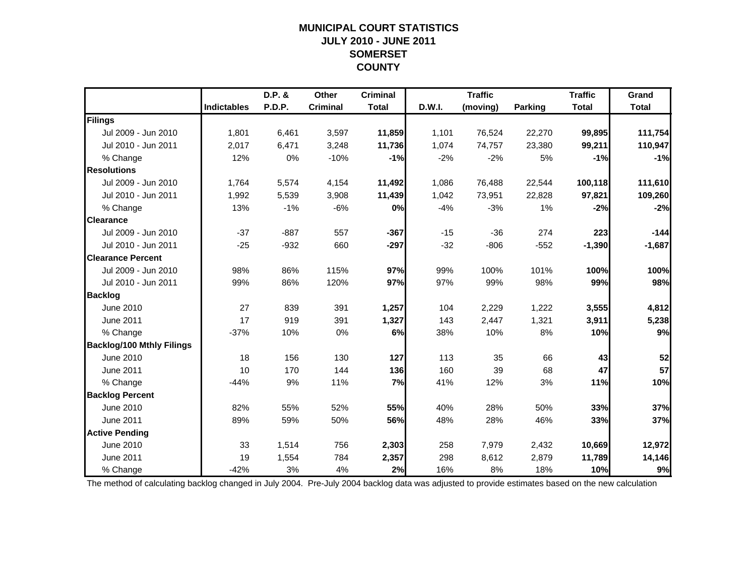# MUNICIPAL COURT STATISTICS
# JULY 2010 - JUNE 2011
# SOMERSET
# COUNTY

| | Indictables | D.P. & P.D.P. | Other Criminal | Criminal Total | D.W.I. | Traffic (moving) | Parking | Traffic Total | Grand Total |
|---|---|---|---|---|---|---|---|---|---|
| **Filings** | | | | | | | | | |
| Jul 2009 - Jun 2010 | 1,801 | 6,461 | 3,597 | **11,859** | 1,101 | 76,524 | 22,270 | **99,895** | **111,754** |
| Jul 2010 - Jun 2011 | 2,017 | 6,471 | 3,248 | **11,736** | 1,074 | 74,757 | 23,380 | **99,211** | **110,947** |
| % Change | 12% | 0% | -10% | **-1%** | -2% | -2% | 5% | **-1%** | **-1%** |
| **Resolutions** | | | | | | | | | |
| Jul 2009 - Jun 2010 | 1,764 | 5,574 | 4,154 | **11,492** | 1,086 | 76,488 | 22,544 | **100,118** | **111,610** |
| Jul 2010 - Jun 2011 | 1,992 | 5,539 | 3,908 | **11,439** | 1,042 | 73,951 | 22,828 | **97,821** | **109,260** |
| % Change | 13% | -1% | -6% | **0%** | -4% | -3% | 1% | **-2%** | **-2%** |
| **Clearance** | | | | | | | | | |
| Jul 2009 - Jun 2010 | -37 | -887 | 557 | **-367** | -15 | -36 | 274 | **223** | **-144** |
| Jul 2010 - Jun 2011 | -25 | -932 | 660 | **-297** | -32 | -806 | -552 | **-1,390** | **-1,687** |
| **Clearance Percent** | | | | | | | | | |
| Jul 2009 - Jun 2010 | 98% | 86% | 115% | **97%** | 99% | 100% | 101% | **100%** | **100%** |
| Jul 2010 - Jun 2011 | 99% | 86% | 120% | **97%** | 97% | 99% | 98% | **99%** | **98%** |
| **Backlog** | | | | | | | | | |
| June 2010 | 27 | 839 | 391 | **1,257** | 104 | 2,229 | 1,222 | **3,555** | **4,812** |
| June 2011 | 17 | 919 | 391 | **1,327** | 143 | 2,447 | 1,321 | **3,911** | **5,238** |
| % Change | -37% | 10% | 0% | **6%** | 38% | 10% | 8% | **10%** | **9%** |
| **Backlog/100 Mthly Filings** | | | | | | | | | |
| June 2010 | 18 | 156 | 130 | **127** | 113 | 35 | 66 | **43** | **52** |
| June 2011 | 10 | 170 | 144 | **136** | 160 | 39 | 68 | **47** | **57** |
| % Change | -44% | 9% | 11% | **7%** | 41% | 12% | 3% | **11%** | **10%** |
| **Backlog Percent** | | | | | | | | | |
| June 2010 | 82% | 55% | 52% | **55%** | 40% | 28% | 50% | **33%** | **37%** |
| June 2011 | 89% | 59% | 50% | **56%** | 48% | 28% | 46% | **33%** | **37%** |
| **Active Pending** | | | | | | | | | |
| June 2010 | 33 | 1,514 | 756 | **2,303** | 258 | 7,979 | 2,432 | **10,669** | **12,972** |
| June 2011 | 19 | 1,554 | 784 | **2,357** | 298 | 8,612 | 2,879 | **11,789** | **14,146** |
| % Change | -42% | 3% | 4% | **2%** | 16% | 8% | 18% | **10%** | **9%** |

The method of calculating backlog changed in July 2004. Pre-July 2004 backlog data was adjusted to provide estimates based on the new calculation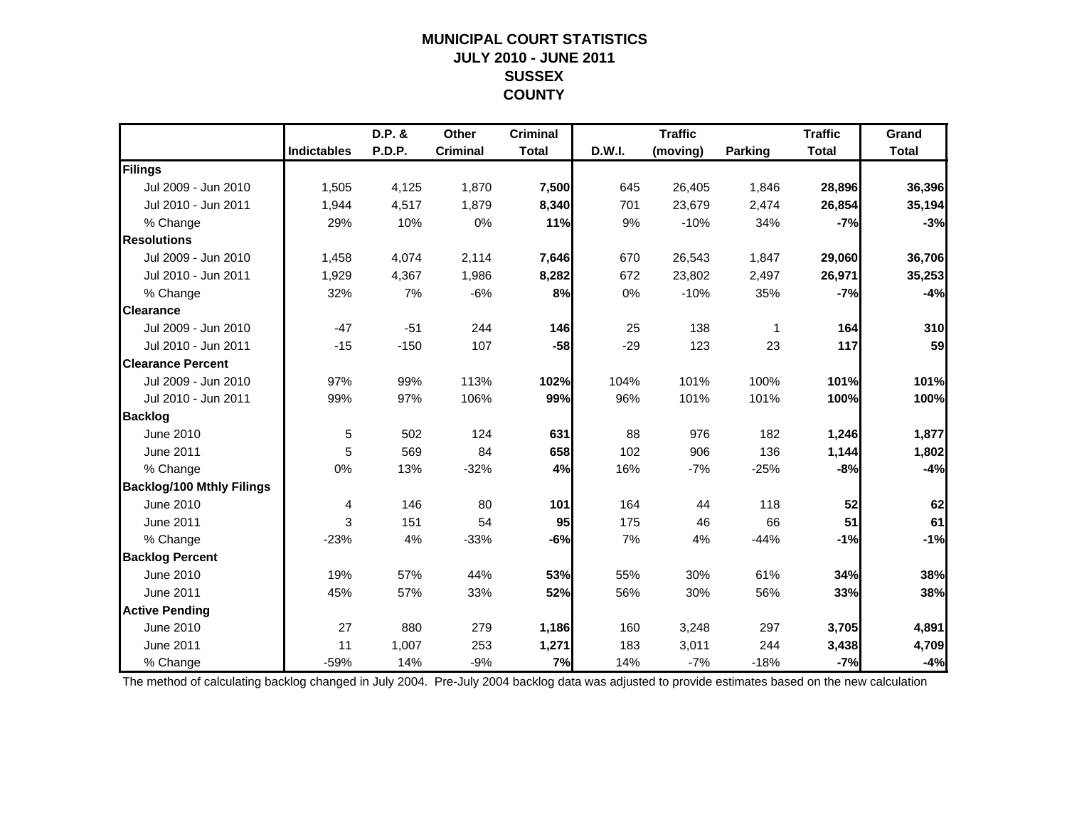# MUNICIPAL COURT STATISTICS
## JULY 2010 - JUNE 2011
## SUSSEX
## COUNTY

| | Indictables | D.P. & P.D.P. | Other Criminal | Criminal Total | D.W.I. | Traffic (moving) | Parking | Traffic Total | Grand Total |
|---|---|---|---|---|---|---|---|---|---|
| **Filings** | | | | | | | | | |
| Jul 2009 - Jun 2010 | 1,505 | 4,125 | 1,870 | **7,500** | 645 | 26,405 | 1,846 | **28,896** | **36,396** |
| Jul 2010 - Jun 2011 | 1,944 | 4,517 | 1,879 | **8,340** | 701 | 23,679 | 2,474 | **26,854** | **35,194** |
| % Change | 29% | 10% | 0% | **11%** | 9% | -10% | 34% | **-7%** | **-3%** |
| **Resolutions** | | | | | | | | | |
| Jul 2009 - Jun 2010 | 1,458 | 4,074 | 2,114 | **7,646** | 670 | 26,543 | 1,847 | **29,060** | **36,706** |
| Jul 2010 - Jun 2011 | 1,929 | 4,367 | 1,986 | **8,282** | 672 | 23,802 | 2,497 | **26,971** | **35,253** |
| % Change | 32% | 7% | -6% | **8%** | 0% | -10% | 35% | **-7%** | **-4%** |
| **Clearance** | | | | | | | | | |
| Jul 2009 - Jun 2010 | -47 | -51 | 244 | **146** | 25 | 138 | 1 | **164** | **310** |
| Jul 2010 - Jun 2011 | -15 | -150 | 107 | **-58** | -29 | 123 | 23 | **117** | **59** |
| **Clearance Percent** | | | | | | | | | |
| Jul 2009 - Jun 2010 | 97% | 99% | 113% | **102%** | 104% | 101% | 100% | **101%** | **101%** |
| Jul 2010 - Jun 2011 | 99% | 97% | 106% | **99%** | 96% | 101% | 101% | **100%** | **100%** |
| **Backlog** | | | | | | | | | |
| June 2010 | 5 | 502 | 124 | **631** | 88 | 976 | 182 | **1,246** | **1,877** |
| June 2011 | 5 | 569 | 84 | **658** | 102 | 906 | 136 | **1,144** | **1,802** |
| % Change | 0% | 13% | -32% | **4%** | 16% | -7% | -25% | **-8%** | **-4%** |
| **Backlog/100 Mthly Filings** | | | | | | | | | |
| June 2010 | 4 | 146 | 80 | **101** | 164 | 44 | 118 | **52** | **62** |
| June 2011 | 3 | 151 | 54 | **95** | 175 | 46 | 66 | **51** | **61** |
| % Change | -23% | 4% | -33% | **-6%** | 7% | 4% | -44% | **-1%** | **-1%** |
| **Backlog Percent** | | | | | | | | | |
| June 2010 | 19% | 57% | 44% | **53%** | 55% | 30% | 61% | **34%** | **38%** |
| June 2011 | 45% | 57% | 33% | **52%** | 56% | 30% | 56% | **33%** | **38%** |
| **Active Pending** | | | | | | | | | |
| June 2010 | 27 | 880 | 279 | **1,186** | 160 | 3,248 | 297 | **3,705** | **4,891** |
| June 2011 | 11 | 1,007 | 253 | **1,271** | 183 | 3,011 | 244 | **3,438** | **4,709** |
| % Change | -59% | 14% | -9% | **7%** | 14% | -7% | -18% | **-7%** | **-4%** |

The method of calculating backlog changed in July 2004. Pre-July 2004 backlog data was adjusted to provide estimates based on the new calculation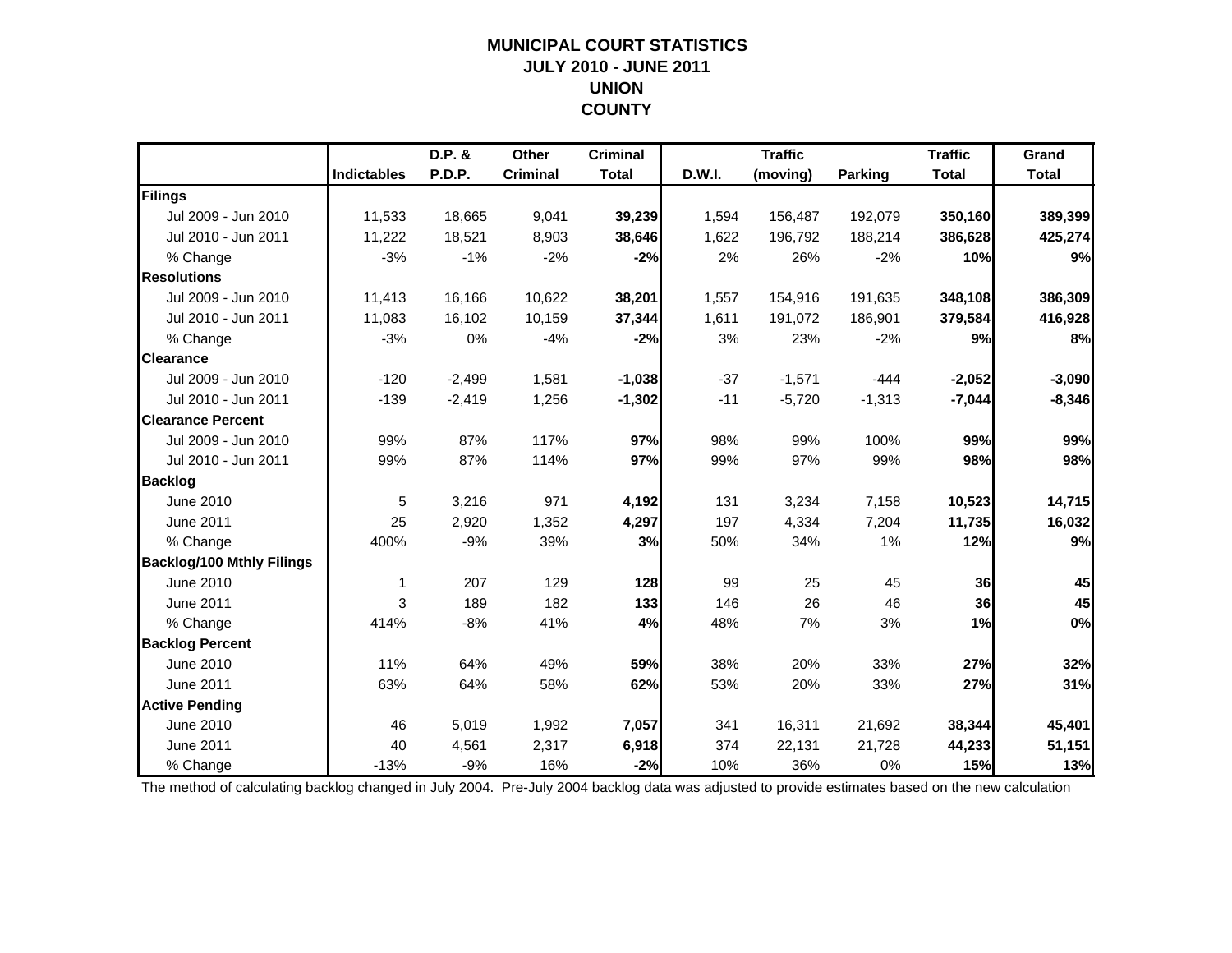# MUNICIPAL COURT STATISTICS
## JULY 2010 - JUNE 2011
## UNION
## COUNTY

| | Indictables | D.P. & P.D.P. | Other Criminal | Criminal Total | D.W.I. | Traffic (moving) | Parking | Traffic Total | Grand Total |
|---|---|---|---|---|---|---|---|---|---|
| **Filings** | | | | | | | | | |
| Jul 2009 - Jun 2010 | 11,533 | 18,665 | 9,041 | **39,239** | 1,594 | 156,487 | 192,079 | **350,160** | **389,399** |
| Jul 2010 - Jun 2011 | 11,222 | 18,521 | 8,903 | **38,646** | 1,622 | 196,792 | 188,214 | **386,628** | **425,274** |
| % Change | -3% | -1% | -2% | **-2%** | 2% | 26% | -2% | **10%** | **9%** |
| **Resolutions** | | | | | | | | | |
| Jul 2009 - Jun 2010 | 11,413 | 16,166 | 10,622 | **38,201** | 1,557 | 154,916 | 191,635 | **348,108** | **386,309** |
| Jul 2010 - Jun 2011 | 11,083 | 16,102 | 10,159 | **37,344** | 1,611 | 191,072 | 186,901 | **379,584** | **416,928** |
| % Change | -3% | 0% | -4% | **-2%** | 3% | 23% | -2% | **9%** | **8%** |
| **Clearance** | | | | | | | | | |
| Jul 2009 - Jun 2010 | -120 | -2,499 | 1,581 | **-1,038** | -37 | -1,571 | -444 | **-2,052** | **-3,090** |
| Jul 2010 - Jun 2011 | -139 | -2,419 | 1,256 | **-1,302** | -11 | -5,720 | -1,313 | **-7,044** | **-8,346** |
| **Clearance Percent** | | | | | | | | | |
| Jul 2009 - Jun 2010 | 99% | 87% | 117% | **97%** | 98% | 99% | 100% | **99%** | **99%** |
| Jul 2010 - Jun 2011 | 99% | 87% | 114% | **97%** | 99% | 97% | 99% | **98%** | **98%** |
| **Backlog** | | | | | | | | | |
| June 2010 | 5 | 3,216 | 971 | **4,192** | 131 | 3,234 | 7,158 | **10,523** | **14,715** |
| June 2011 | 25 | 2,920 | 1,352 | **4,297** | 197 | 4,334 | 7,204 | **11,735** | **16,032** |
| % Change | 400% | -9% | 39% | **3%** | 50% | 34% | 1% | **12%** | **9%** |
| **Backlog/100 Mthly Filings** | | | | | | | | | |
| June 2010 | 1 | 207 | 129 | **128** | 99 | 25 | 45 | **36** | **45** |
| June 2011 | 3 | 189 | 182 | **133** | 146 | 26 | 46 | **36** | **45** |
| % Change | 414% | -8% | 41% | **4%** | 48% | 7% | 3% | **1%** | **0%** |
| **Backlog Percent** | | | | | | | | | |
| June 2010 | 11% | 64% | 49% | **59%** | 38% | 20% | 33% | **27%** | **32%** |
| June 2011 | 63% | 64% | 58% | **62%** | 53% | 20% | 33% | **27%** | **31%** |
| **Active Pending** | | | | | | | | | |
| June 2010 | 46 | 5,019 | 1,992 | **7,057** | 341 | 16,311 | 21,692 | **38,344** | **45,401** |
| June 2011 | 40 | 4,561 | 2,317 | **6,918** | 374 | 22,131 | 21,728 | **44,233** | **51,151** |
| % Change | -13% | -9% | 16% | **-2%** | 10% | 36% | 0% | **15%** | **13%** |

The method of calculating backlog changed in July 2004. Pre-July 2004 backlog data was adjusted to provide estimates based on the new calculation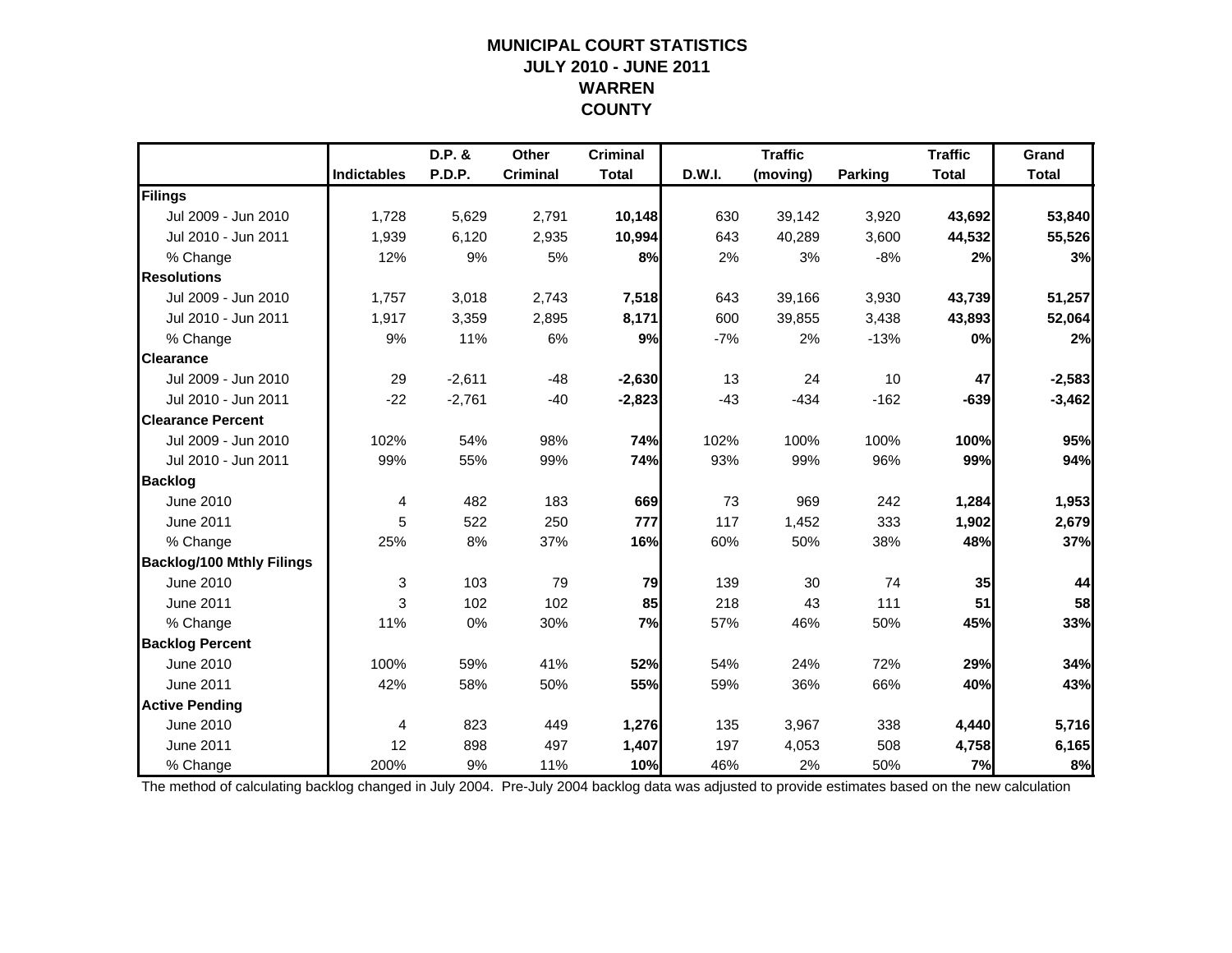# MUNICIPAL COURT STATISTICS
## JULY 2010 - JUNE 2011
## WARREN
## COUNTY

| | Indictables | D.P. & P.D.P. | Other Criminal | Criminal Total | D.W.I. | Traffic (moving) | Parking | Traffic Total | Grand Total |
|---|---|---|---|---|---|---|---|---|---|
| **Filings** | | | | | | | | | |
| Jul 2009 - Jun 2010 | 1,728 | 5,629 | 2,791 | **10,148** | 630 | 39,142 | 3,920 | **43,692** | **53,840** |
| Jul 2010 - Jun 2011 | 1,939 | 6,120 | 2,935 | **10,994** | 643 | 40,289 | 3,600 | **44,532** | **55,526** |
| % Change | 12% | 9% | 5% | **8%** | 2% | 3% | -8% | **2%** | **3%** |
| **Resolutions** | | | | | | | | | |
| Jul 2009 - Jun 2010 | 1,757 | 3,018 | 2,743 | **7,518** | 643 | 39,166 | 3,930 | **43,739** | **51,257** |
| Jul 2010 - Jun 2011 | 1,917 | 3,359 | 2,895 | **8,171** | 600 | 39,855 | 3,438 | **43,893** | **52,064** |
| % Change | 9% | 11% | 6% | **9%** | -7% | 2% | -13% | **0%** | **2%** |
| **Clearance** | | | | | | | | | |
| Jul 2009 - Jun 2010 | 29 | -2,611 | -48 | **-2,630** | 13 | 24 | 10 | **47** | **-2,583** |
| Jul 2010 - Jun 2011 | -22 | -2,761 | -40 | **-2,823** | -43 | -434 | -162 | **-639** | **-3,462** |
| **Clearance Percent** | | | | | | | | | |
| Jul 2009 - Jun 2010 | 102% | 54% | 98% | **74%** | 102% | 100% | 100% | **100%** | **95%** |
| Jul 2010 - Jun 2011 | 99% | 55% | 99% | **74%** | 93% | 99% | 96% | **99%** | **94%** |
| **Backlog** | | | | | | | | | |
| June 2010 | 4 | 482 | 183 | **669** | 73 | 969 | 242 | **1,284** | **1,953** |
| June 2011 | 5 | 522 | 250 | **777** | 117 | 1,452 | 333 | **1,902** | **2,679** |
| % Change | 25% | 8% | 37% | **16%** | 60% | 50% | 38% | **48%** | **37%** |
| **Backlog/100 Mthly Filings** | | | | | | | | | |
| June 2010 | 3 | 103 | 79 | **79** | 139 | 30 | 74 | **35** | **44** |
| June 2011 | 3 | 102 | 102 | **85** | 218 | 43 | 111 | **51** | **58** |
| % Change | 11% | 0% | 30% | **7%** | 57% | 46% | 50% | **45%** | **33%** |
| **Backlog Percent** | | | | | | | | | |
| June 2010 | 100% | 59% | 41% | **52%** | 54% | 24% | 72% | **29%** | **34%** |
| June 2011 | 42% | 58% | 50% | **55%** | 59% | 36% | 66% | **40%** | **43%** |
| **Active Pending** | | | | | | | | | |
| June 2010 | 4 | 823 | 449 | **1,276** | 135 | 3,967 | 338 | **4,440** | **5,716** |
| June 2011 | 12 | 898 | 497 | **1,407** | 197 | 4,053 | 508 | **4,758** | **6,165** |
| % Change | 200% | 9% | 11% | **10%** | 46% | 2% | 50% | **7%** | **8%** |

The method of calculating backlog changed in July 2004. Pre-July 2004 backlog data was adjusted to provide estimates based on the new calculation